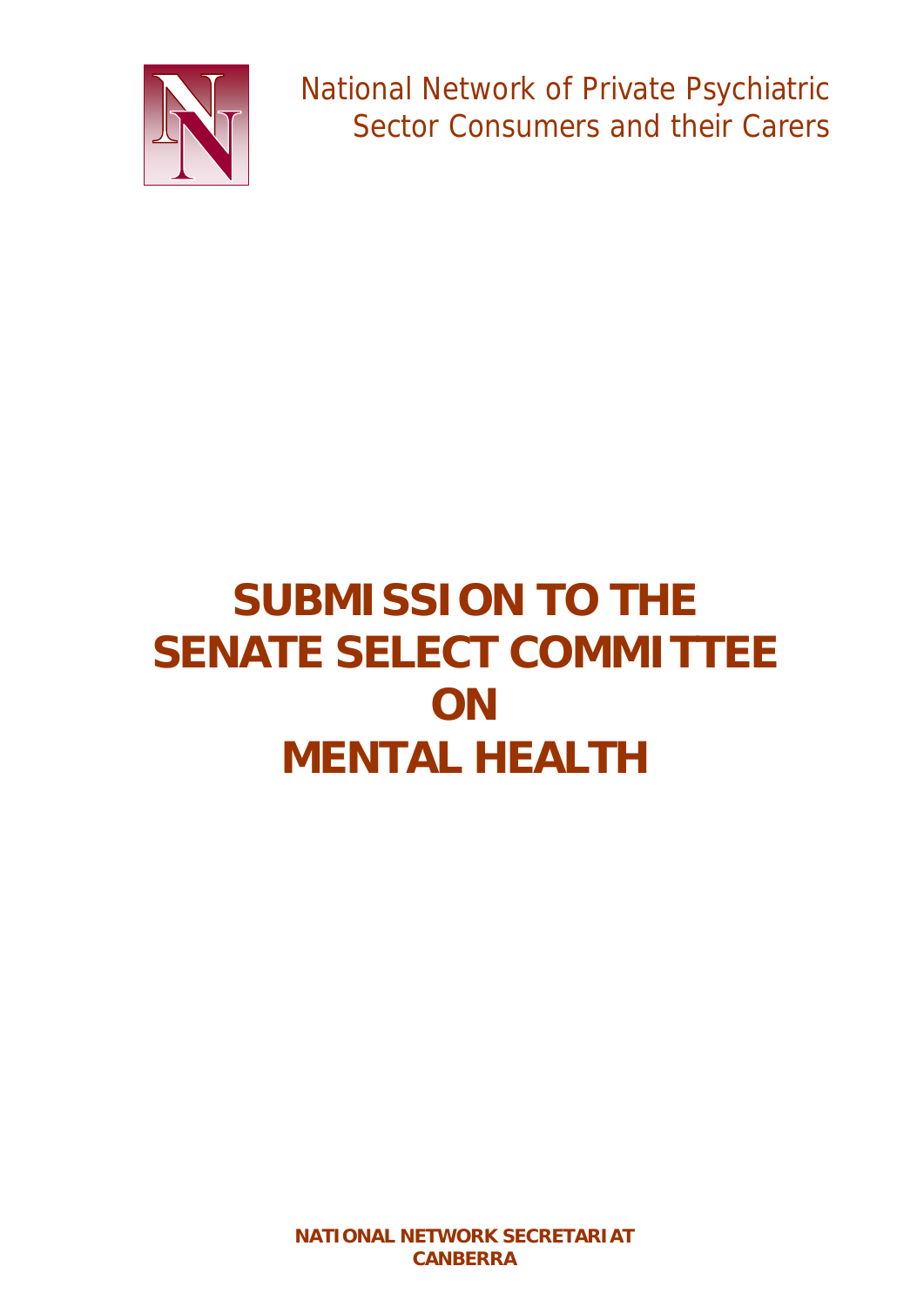National Network of Private Psychiatric Sector Consumers and their Carers

# SUBMISSION TO THE SENATE SELECT COMMITTEE ON MENTAL HEALTH

**NATIONAL NETWORK SECRETARIAT**
**CANBERRA**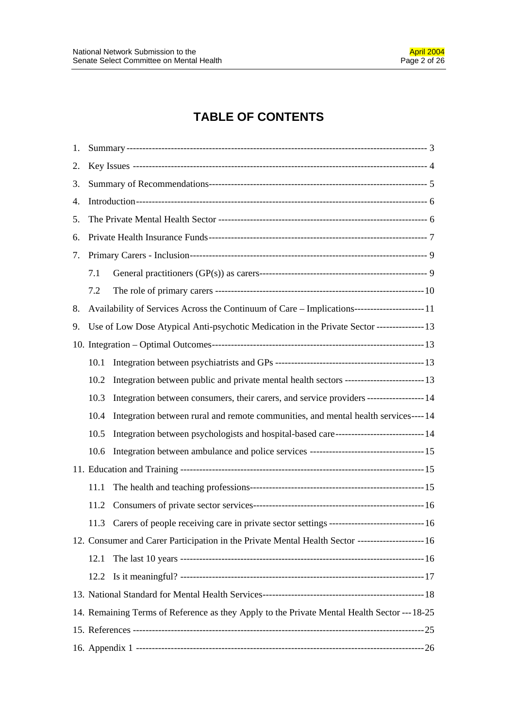# TABLE OF CONTENTS

1. Summary ---------- 3
2. Key Issues ---------- 4
3. Summary of Recommendations ---------- 5
4. Introduction ---------- 6
5. The Private Mental Health Sector ---------- 6
6. Private Health Insurance Funds ---------- 7
7. Primary Carers - Inclusion ---------- 9
   - 7.1 General practitioners (GP(s)) as carers ---------- 9
   - 7.2 The role of primary carers ---------- 10
8. Availability of Services Across the Continuum of Care – Implications ---------- 11
9. Use of Low Dose Atypical Anti-psychotic Medication in the Private Sector ---------- 13
10. Integration – Optimal Outcomes ---------- 13
    - 10.1 Integration between psychiatrists and GPs ---------- 13
    - 10.2 Integration between public and private mental health sectors ---------- 13
    - 10.3 Integration between consumers, their carers, and service providers ---------- 14
    - 10.4 Integration between rural and remote communities, and mental health services ---------- 14
    - 10.5 Integration between psychologists and hospital-based care ---------- 14
    - 10.6 Integration between ambulance and police services ---------- 15
11. Education and Training ---------- 15
    - 11.1 The health and teaching professions ---------- 15
    - 11.2 Consumers of private sector services ---------- 16
    - 11.3 Carers of people receiving care in private sector settings ---------- 16
12. Consumer and Carer Participation in the Private Mental Health Sector ---------- 16
    - 12.1 The last 10 years ---------- 16
    - 12.2 Is it meaningful? ---------- 17
13. National Standard for Mental Health Services ---------- 18
14. Remaining Terms of Reference as they Apply to the Private Mental Health Sector ---------- 18-25
15. References ---------- 25
16. Appendix 1 ---------- 26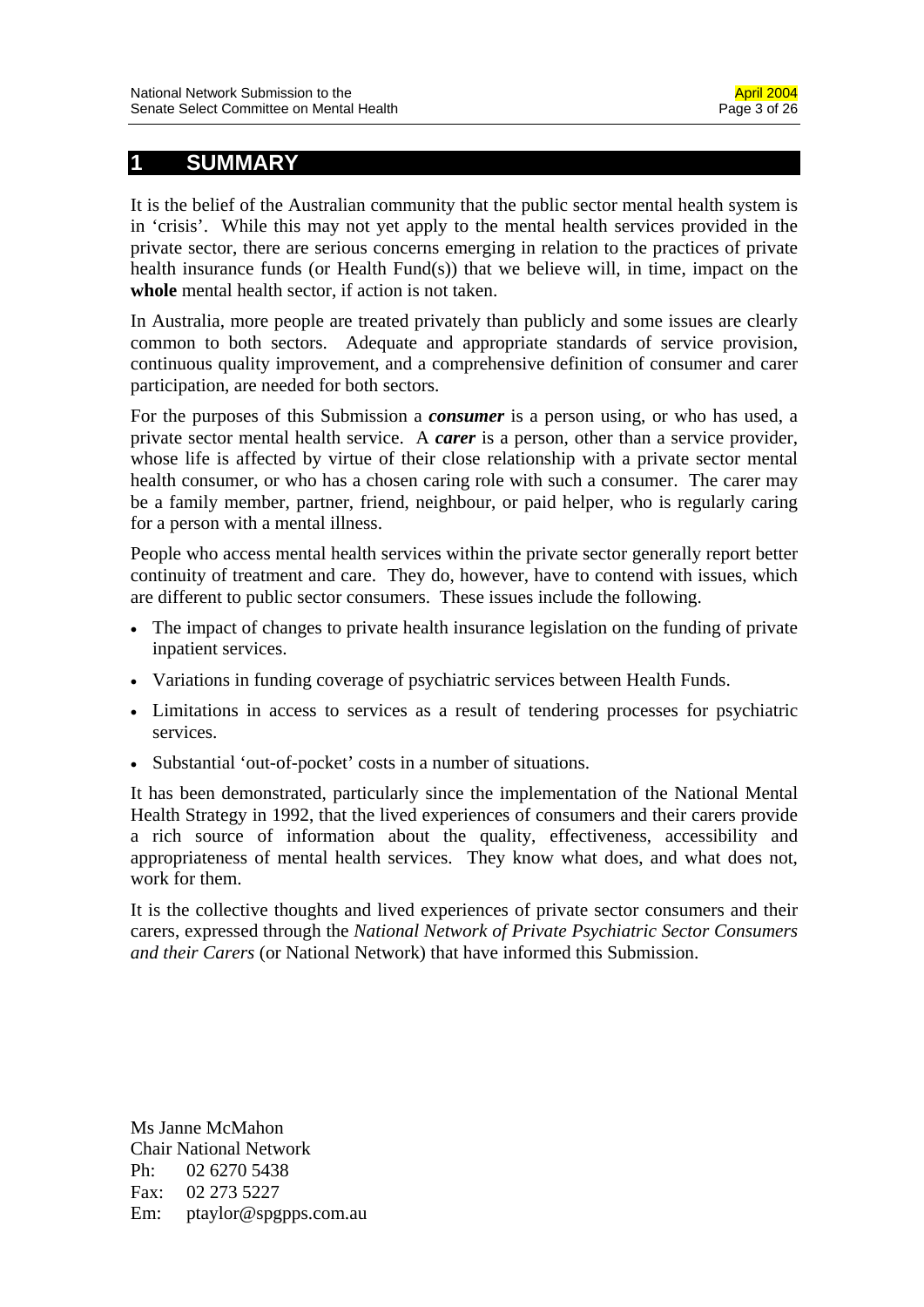# 1 SUMMARY

It is the belief of the Australian community that the public sector mental health system is in 'crisis'. While this may not yet apply to the mental health services provided in the private sector, there are serious concerns emerging in relation to the practices of private health insurance funds (or Health Fund(s)) that we believe will, in time, impact on the **whole** mental health sector, if action is not taken.

In Australia, more people are treated privately than publicly and some issues are clearly common to both sectors. Adequate and appropriate standards of service provision, continuous quality improvement, and a comprehensive definition of consumer and carer participation, are needed for both sectors.

For the purposes of this Submission a ***consumer*** is a person using, or who has used, a private sector mental health service. A ***carer*** is a person, other than a service provider, whose life is affected by virtue of their close relationship with a private sector mental health consumer, or who has a chosen caring role with such a consumer. The carer may be a family member, partner, friend, neighbour, or paid helper, who is regularly caring for a person with a mental illness.

People who access mental health services within the private sector generally report better continuity of treatment and care. They do, however, have to contend with issues, which are different to public sector consumers. These issues include the following.

- The impact of changes to private health insurance legislation on the funding of private inpatient services.
- Variations in funding coverage of psychiatric services between Health Funds.
- Limitations in access to services as a result of tendering processes for psychiatric services.
- Substantial 'out-of-pocket' costs in a number of situations.

It has been demonstrated, particularly since the implementation of the National Mental Health Strategy in 1992, that the lived experiences of consumers and their carers provide a rich source of information about the quality, effectiveness, accessibility and appropriateness of mental health services. They know what does, and what does not, work for them.

It is the collective thoughts and lived experiences of private sector consumers and their carers, expressed through the *National Network of Private Psychiatric Sector Consumers and their Carers* (or National Network) that have informed this Submission.

Ms Janne McMahon  
Chair National Network  
Ph: 02 6270 5438  
Fax: 02 273 5227  
Em: ptaylor@spgpps.com.au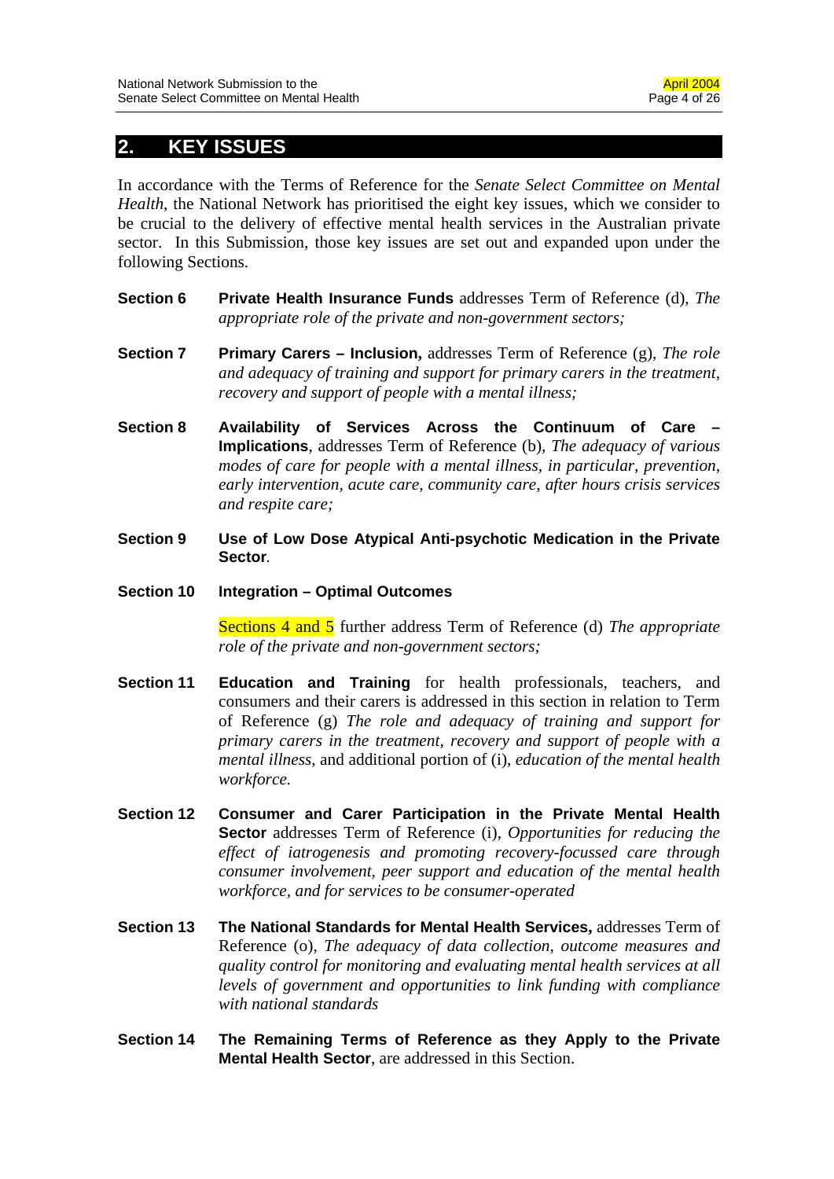## 2. KEY ISSUES

In accordance with the Terms of Reference for the *Senate Select Committee on Mental Health*, the National Network has prioritised the eight key issues, which we consider to be crucial to the delivery of effective mental health services in the Australian private sector. In this Submission, those key issues are set out and expanded upon under the following Sections.

**Section 6** **Private Health Insurance Funds** addresses Term of Reference (d), *The appropriate role of the private and non-government sectors;*

**Section 7** **Primary Carers – Inclusion,** addresses Term of Reference (g), *The role and adequacy of training and support for primary carers in the treatment, recovery and support of people with a mental illness;*

**Section 8** **Availability of Services Across the Continuum of Care – Implications**, addresses Term of Reference (b), *The adequacy of various modes of care for people with a mental illness, in particular, prevention, early intervention, acute care, community care, after hours crisis services and respite care;*

**Section 9** **Use of Low Dose Atypical Anti-psychotic Medication in the Private Sector**.

**Section 10** **Integration – Optimal Outcomes**

Sections 4 and 5 further address Term of Reference (d) *The appropriate role of the private and non-government sectors;*

**Section 11** **Education and Training** for health professionals, teachers, and consumers and their carers is addressed in this section in relation to Term of Reference (g) *The role and adequacy of training and support for primary carers in the treatment, recovery and support of people with a mental illness*, and additional portion of (i), *education of the mental health workforce.*

**Section 12** **Consumer and Carer Participation in the Private Mental Health Sector** addresses Term of Reference (i), *Opportunities for reducing the effect of iatrogenesis and promoting recovery-focussed care through consumer involvement, peer support and education of the mental health workforce, and for services to be consumer-operated*

**Section 13** **The National Standards for Mental Health Services,** addresses Term of Reference (o), *The adequacy of data collection, outcome measures and quality control for monitoring and evaluating mental health services at all levels of government and opportunities to link funding with compliance with national standards*

**Section 14** **The Remaining Terms of Reference as they Apply to the Private Mental Health Sector**, are addressed in this Section.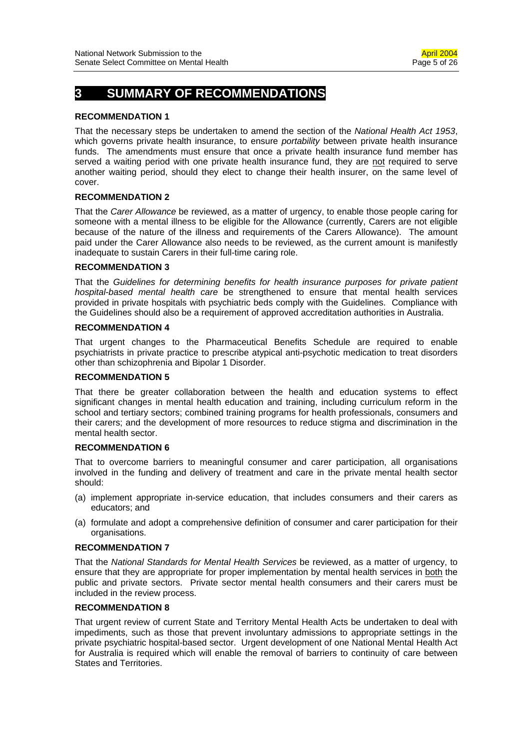# 3 SUMMARY OF RECOMMENDATIONS

**RECOMMENDATION 1**

That the necessary steps be undertaken to amend the section of the *National Health Act 1953*, which governs private health insurance, to ensure *portability* between private health insurance funds. The amendments must ensure that once a private health insurance fund member has served a waiting period with one private health insurance fund, they are not required to serve another waiting period, should they elect to change their health insurer, on the same level of cover.

**RECOMMENDATION 2**

That the *Carer Allowance* be reviewed, as a matter of urgency, to enable those people caring for someone with a mental illness to be eligible for the Allowance (currently, Carers are not eligible because of the nature of the illness and requirements of the Carers Allowance). The amount paid under the Carer Allowance also needs to be reviewed, as the current amount is manifestly inadequate to sustain Carers in their full-time caring role.

**RECOMMENDATION 3**

That the *Guidelines for determining benefits for health insurance purposes for private patient hospital-based mental health care* be strengthened to ensure that mental health services provided in private hospitals with psychiatric beds comply with the Guidelines. Compliance with the Guidelines should also be a requirement of approved accreditation authorities in Australia.

**RECOMMENDATION 4**

That urgent changes to the Pharmaceutical Benefits Schedule are required to enable psychiatrists in private practice to prescribe atypical anti-psychotic medication to treat disorders other than schizophrenia and Bipolar 1 Disorder.

**RECOMMENDATION 5**

That there be greater collaboration between the health and education systems to effect significant changes in mental health education and training, including curriculum reform in the school and tertiary sectors; combined training programs for health professionals, consumers and their carers; and the development of more resources to reduce stigma and discrimination in the mental health sector.

**RECOMMENDATION 6**

That to overcome barriers to meaningful consumer and carer participation, all organisations involved in the funding and delivery of treatment and care in the private mental health sector should:

(a) implement appropriate in-service education, that includes consumers and their carers as educators; and

(a) formulate and adopt a comprehensive definition of consumer and carer participation for their organisations.

**RECOMMENDATION 7**

That the *National Standards for Mental Health Services* be reviewed, as a matter of urgency, to ensure that they are appropriate for proper implementation by mental health services in both the public and private sectors. Private sector mental health consumers and their carers must be included in the review process.

**RECOMMENDATION 8**

That urgent review of current State and Territory Mental Health Acts be undertaken to deal with impediments, such as those that prevent involuntary admissions to appropriate settings in the private psychiatric hospital-based sector. Urgent development of one National Mental Health Act for Australia is required which will enable the removal of barriers to continuity of care between States and Territories.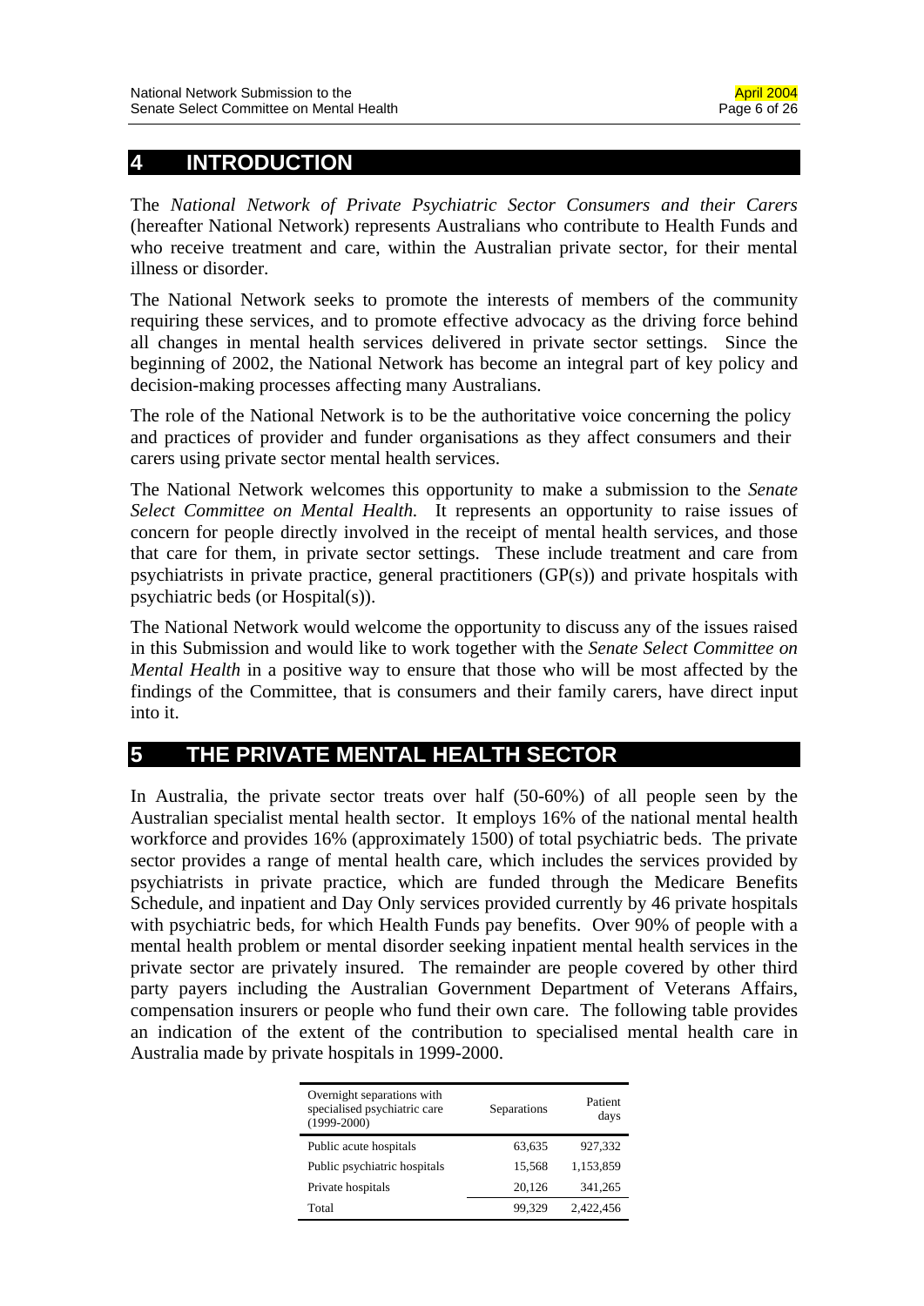## 4 INTRODUCTION

The *National Network of Private Psychiatric Sector Consumers and their Carers* (hereafter National Network) represents Australians who contribute to Health Funds and who receive treatment and care, within the Australian private sector, for their mental illness or disorder.

The National Network seeks to promote the interests of members of the community requiring these services, and to promote effective advocacy as the driving force behind all changes in mental health services delivered in private sector settings. Since the beginning of 2002, the National Network has become an integral part of key policy and decision-making processes affecting many Australians.

The role of the National Network is to be the authoritative voice concerning the policy and practices of provider and funder organisations as they affect consumers and their carers using private sector mental health services.

The National Network welcomes this opportunity to make a submission to the *Senate Select Committee on Mental Health.* It represents an opportunity to raise issues of concern for people directly involved in the receipt of mental health services, and those that care for them, in private sector settings. These include treatment and care from psychiatrists in private practice, general practitioners (GP(s)) and private hospitals with psychiatric beds (or Hospital(s)).

The National Network would welcome the opportunity to discuss any of the issues raised in this Submission and would like to work together with the *Senate Select Committee on Mental Health* in a positive way to ensure that those who will be most affected by the findings of the Committee, that is consumers and their family carers, have direct input into it.

## 5 THE PRIVATE MENTAL HEALTH SECTOR

In Australia, the private sector treats over half (50-60%) of all people seen by the Australian specialist mental health sector. It employs 16% of the national mental health workforce and provides 16% (approximately 1500) of total psychiatric beds. The private sector provides a range of mental health care, which includes the services provided by psychiatrists in private practice, which are funded through the Medicare Benefits Schedule, and inpatient and Day Only services provided currently by 46 private hospitals with psychiatric beds, for which Health Funds pay benefits. Over 90% of people with a mental health problem or mental disorder seeking inpatient mental health services in the private sector are privately insured. The remainder are people covered by other third party payers including the Australian Government Department of Veterans Affairs, compensation insurers or people who fund their own care. The following table provides an indication of the extent of the contribution to specialised mental health care in Australia made by private hospitals in 1999-2000.

| Overnight separations with specialised psychiatric care (1999-2000) | Separations | Patient days |
|---|---|---|
| Public acute hospitals | 63,635 | 927,332 |
| Public psychiatric hospitals | 15,568 | 1,153,859 |
| Private hospitals | 20,126 | 341,265 |
| Total | 99,329 | 2,422,456 |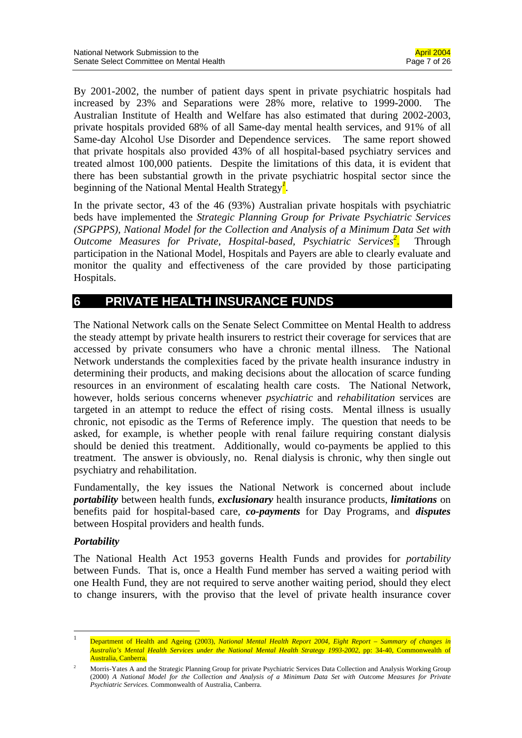By 2001-2002, the number of patient days spent in private psychiatric hospitals had increased by 23% and Separations were 28% more, relative to 1999-2000. The Australian Institute of Health and Welfare has also estimated that during 2002-2003, private hospitals provided 68% of all Same-day mental health services, and 91% of all Same-day Alcohol Use Disorder and Dependence services. The same report showed that private hospitals also provided 43% of all hospital-based psychiatry services and treated almost 100,000 patients. Despite the limitations of this data, it is evident that there has been substantial growth in the private psychiatric hospital sector since the beginning of the National Mental Health Strategy[1].

In the private sector, 43 of the 46 (93%) Australian private hospitals with psychiatric beds have implemented the *Strategic Planning Group for Private Psychiatric Services (SPGPPS), National Model for the Collection and Analysis of a Minimum Data Set with Outcome Measures for Private, Hospital-based, Psychiatric Services*[2]. Through participation in the National Model, Hospitals and Payers are able to clearly evaluate and monitor the quality and effectiveness of the care provided by those participating Hospitals.

# 6 PRIVATE HEALTH INSURANCE FUNDS

The National Network calls on the Senate Select Committee on Mental Health to address the steady attempt by private health insurers to restrict their coverage for services that are accessed by private consumers who have a chronic mental illness. The National Network understands the complexities faced by the private health insurance industry in determining their products, and making decisions about the allocation of scarce funding resources in an environment of escalating health care costs. The National Network, however, holds serious concerns whenever *psychiatric* and *rehabilitation* services are targeted in an attempt to reduce the effect of rising costs. Mental illness is usually chronic, not episodic as the Terms of Reference imply. The question that needs to be asked, for example, is whether people with renal failure requiring constant dialysis should be denied this treatment. Additionally, would co-payments be applied to this treatment. The answer is obviously, no. Renal dialysis is chronic, why then single out psychiatry and rehabilitation.

Fundamentally, the key issues the National Network is concerned about include ***portability*** between health funds, ***exclusionary*** health insurance products, ***limitations*** on benefits paid for hospital-based care, ***co-payments*** for Day Programs, and ***disputes*** between Hospital providers and health funds.

### *Portability*

The National Health Act 1953 governs Health Funds and provides for *portability* between Funds. That is, once a Health Fund member has served a waiting period with one Health Fund, they are not required to serve another waiting period, should they elect to change insurers, with the proviso that the level of private health insurance cover

---

[1] Department of Health and Ageing (2003), *National Mental Health Report 2004, Eight Report – Summary of changes in Australia's Mental Health Services under the National Mental Health Strategy 1993-2002*, pp: 34-40, Commonwealth of Australia, Canberra.

[2] Morris-Yates A and the Strategic Planning Group for private Psychiatric Services Data Collection and Analysis Working Group (2000) *A National Model for the Collection and Analysis of a Minimum Data Set with Outcome Measures for Private Psychiatric Services.* Commonwealth of Australia, Canberra.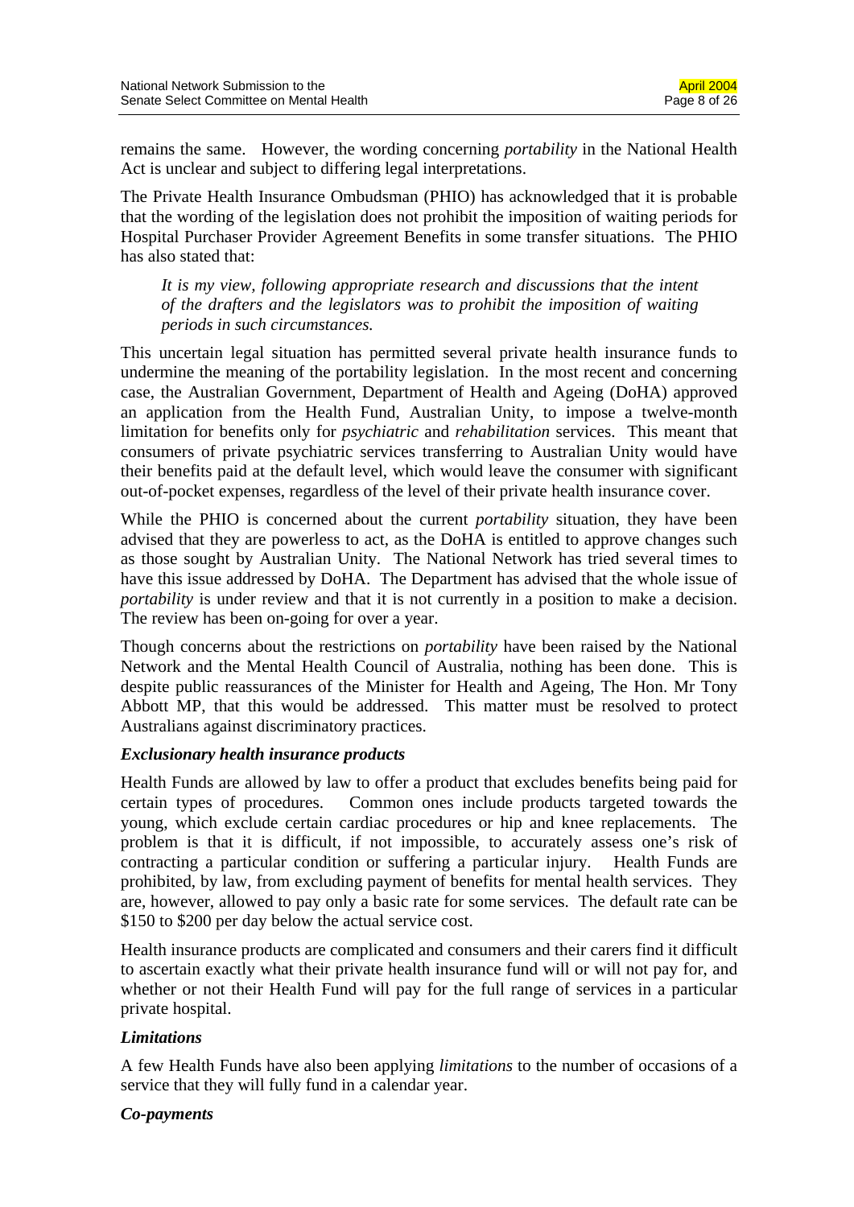remains the same. However, the wording concerning *portability* in the National Health Act is unclear and subject to differing legal interpretations.

The Private Health Insurance Ombudsman (PHIO) has acknowledged that it is probable that the wording of the legislation does not prohibit the imposition of waiting periods for Hospital Purchaser Provider Agreement Benefits in some transfer situations. The PHIO has also stated that:

> *It is my view, following appropriate research and discussions that the intent of the drafters and the legislators was to prohibit the imposition of waiting periods in such circumstances.*

This uncertain legal situation has permitted several private health insurance funds to undermine the meaning of the portability legislation. In the most recent and concerning case, the Australian Government, Department of Health and Ageing (DoHA) approved an application from the Health Fund, Australian Unity, to impose a twelve-month limitation for benefits only for *psychiatric* and *rehabilitation* services. This meant that consumers of private psychiatric services transferring to Australian Unity would have their benefits paid at the default level, which would leave the consumer with significant out-of-pocket expenses, regardless of the level of their private health insurance cover.

While the PHIO is concerned about the current *portability* situation, they have been advised that they are powerless to act, as the DoHA is entitled to approve changes such as those sought by Australian Unity. The National Network has tried several times to have this issue addressed by DoHA. The Department has advised that the whole issue of *portability* is under review and that it is not currently in a position to make a decision. The review has been on-going for over a year.

Though concerns about the restrictions on *portability* have been raised by the National Network and the Mental Health Council of Australia, nothing has been done. This is despite public reassurances of the Minister for Health and Ageing, The Hon. Mr Tony Abbott MP, that this would be addressed. This matter must be resolved to protect Australians against discriminatory practices.

### *Exclusionary health insurance products*

Health Funds are allowed by law to offer a product that excludes benefits being paid for certain types of procedures. Common ones include products targeted towards the young, which exclude certain cardiac procedures or hip and knee replacements. The problem is that it is difficult, if not impossible, to accurately assess one's risk of contracting a particular condition or suffering a particular injury. Health Funds are prohibited, by law, from excluding payment of benefits for mental health services. They are, however, allowed to pay only a basic rate for some services. The default rate can be $150 to $200 per day below the actual service cost.

Health insurance products are complicated and consumers and their carers find it difficult to ascertain exactly what their private health insurance fund will or will not pay for, and whether or not their Health Fund will pay for the full range of services in a particular private hospital.

### *Limitations*

A few Health Funds have also been applying *limitations* to the number of occasions of a service that they will fully fund in a calendar year.

### *Co-payments*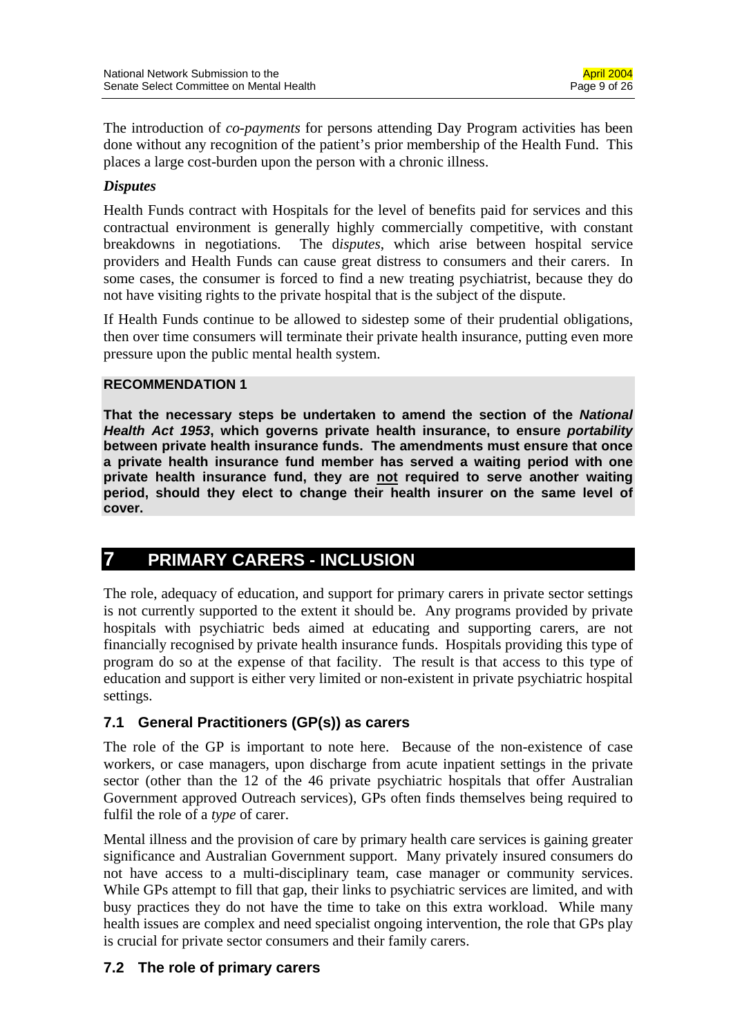The introduction of *co-payments* for persons attending Day Program activities has been done without any recognition of the patient's prior membership of the Health Fund. This places a large cost-burden upon the person with a chronic illness.

***Disputes***

Health Funds contract with Hospitals for the level of benefits paid for services and this contractual environment is generally highly commercially competitive, with constant breakdowns in negotiations. The d*isputes*, which arise between hospital service providers and Health Funds can cause great distress to consumers and their carers. In some cases, the consumer is forced to find a new treating psychiatrist, because they do not have visiting rights to the private hospital that is the subject of the dispute.

If Health Funds continue to be allowed to sidestep some of their prudential obligations, then over time consumers will terminate their private health insurance, putting even more pressure upon the public mental health system.

**RECOMMENDATION 1**

**That the necessary steps be undertaken to amend the section of the *National Health Act 1953*, which governs private health insurance, to ensure *portability* between private health insurance funds. The amendments must ensure that once a private health insurance fund member has served a waiting period with one private health insurance fund, they are <u>not</u> required to serve another waiting period, should they elect to change their health insurer on the same level of cover.**

# 7 PRIMARY CARERS - INCLUSION

The role, adequacy of education, and support for primary carers in private sector settings is not currently supported to the extent it should be. Any programs provided by private hospitals with psychiatric beds aimed at educating and supporting carers, are not financially recognised by private health insurance funds. Hospitals providing this type of program do so at the expense of that facility. The result is that access to this type of education and support is either very limited or non-existent in private psychiatric hospital settings.

## 7.1 General Practitioners (GP(s)) as carers

The role of the GP is important to note here. Because of the non-existence of case workers, or case managers, upon discharge from acute inpatient settings in the private sector (other than the 12 of the 46 private psychiatric hospitals that offer Australian Government approved Outreach services), GPs often finds themselves being required to fulfil the role of a *type* of carer.

Mental illness and the provision of care by primary health care services is gaining greater significance and Australian Government support. Many privately insured consumers do not have access to a multi-disciplinary team, case manager or community services. While GPs attempt to fill that gap, their links to psychiatric services are limited, and with busy practices they do not have the time to take on this extra workload. While many health issues are complex and need specialist ongoing intervention, the role that GPs play is crucial for private sector consumers and their family carers.

## 7.2 The role of primary carers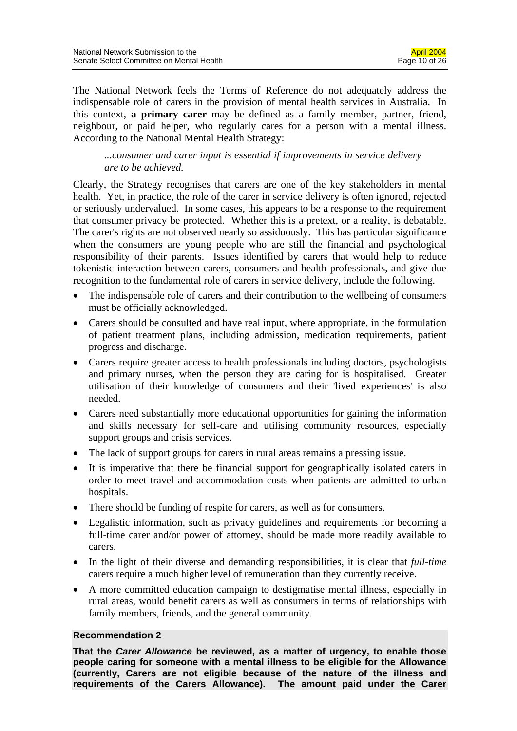The National Network feels the Terms of Reference do not adequately address the indispensable role of carers in the provision of mental health services in Australia. In this context, **a primary carer** may be defined as a family member, partner, friend, neighbour, or paid helper, who regularly cares for a person with a mental illness. According to the National Mental Health Strategy:

> *...consumer and carer input is essential if improvements in service delivery are to be achieved.*

Clearly, the Strategy recognises that carers are one of the key stakeholders in mental health. Yet, in practice, the role of the carer in service delivery is often ignored, rejected or seriously undervalued. In some cases, this appears to be a response to the requirement that consumer privacy be protected. Whether this is a pretext, or a reality, is debatable. The carer's rights are not observed nearly so assiduously. This has particular significance when the consumers are young people who are still the financial and psychological responsibility of their parents. Issues identified by carers that would help to reduce tokenistic interaction between carers, consumers and health professionals, and give due recognition to the fundamental role of carers in service delivery, include the following.

- The indispensable role of carers and their contribution to the wellbeing of consumers must be officially acknowledged.
- Carers should be consulted and have real input, where appropriate, in the formulation of patient treatment plans, including admission, medication requirements, patient progress and discharge.
- Carers require greater access to health professionals including doctors, psychologists and primary nurses, when the person they are caring for is hospitalised. Greater utilisation of their knowledge of consumers and their 'lived experiences' is also needed.
- Carers need substantially more educational opportunities for gaining the information and skills necessary for self-care and utilising community resources, especially support groups and crisis services.
- The lack of support groups for carers in rural areas remains a pressing issue.
- It is imperative that there be financial support for geographically isolated carers in order to meet travel and accommodation costs when patients are admitted to urban hospitals.
- There should be funding of respite for carers, as well as for consumers.
- Legalistic information, such as privacy guidelines and requirements for becoming a full-time carer and/or power of attorney, should be made more readily available to carers.
- In the light of their diverse and demanding responsibilities, it is clear that *full-time* carers require a much higher level of remuneration than they currently receive.
- A more committed education campaign to destigmatise mental illness, especially in rural areas, would benefit carers as well as consumers in terms of relationships with family members, friends, and the general community.

**Recommendation 2**

**That the *Carer Allowance* be reviewed, as a matter of urgency, to enable those people caring for someone with a mental illness to be eligible for the Allowance (currently, Carers are not eligible because of the nature of the illness and requirements of the Carers Allowance). The amount paid under the Carer**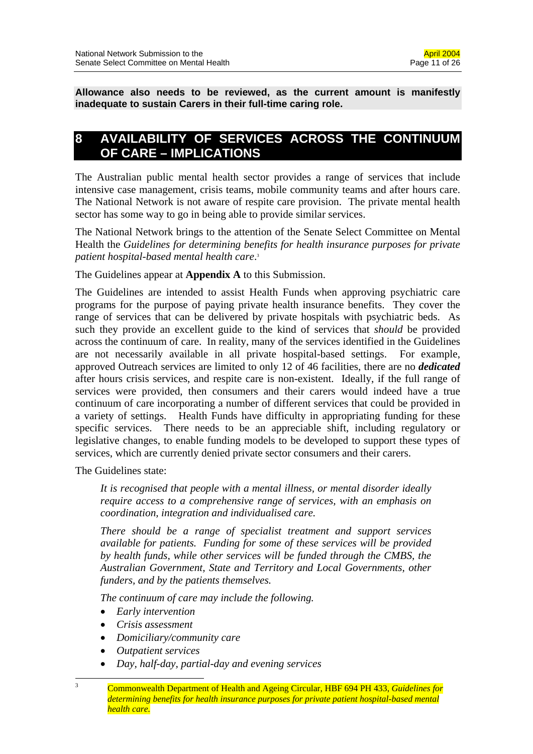**Allowance also needs to be reviewed, as the current amount is manifestly inadequate to sustain Carers in their full-time caring role.**

# 8 AVAILABILITY OF SERVICES ACROSS THE CONTINUUM OF CARE – IMPLICATIONS

The Australian public mental health sector provides a range of services that include intensive case management, crisis teams, mobile community teams and after hours care. The National Network is not aware of respite care provision. The private mental health sector has some way to go in being able to provide similar services.

The National Network brings to the attention of the Senate Select Committee on Mental Health the *Guidelines for determining benefits for health insurance purposes for private patient hospital-based mental health care*.[3]

The Guidelines appear at **Appendix A** to this Submission.

The Guidelines are intended to assist Health Funds when approving psychiatric care programs for the purpose of paying private health insurance benefits. They cover the range of services that can be delivered by private hospitals with psychiatric beds. As such they provide an excellent guide to the kind of services that *should* be provided across the continuum of care. In reality, many of the services identified in the Guidelines are not necessarily available in all private hospital-based settings. For example, approved Outreach services are limited to only 12 of 46 facilities, there are no ***dedicated*** after hours crisis services, and respite care is non-existent. Ideally, if the full range of services were provided, then consumers and their carers would indeed have a true continuum of care incorporating a number of different services that could be provided in a variety of settings. Health Funds have difficulty in appropriating funding for these specific services. There needs to be an appreciable shift, including regulatory or legislative changes, to enable funding models to be developed to support these types of services, which are currently denied private sector consumers and their carers.

The Guidelines state:

> *It is recognised that people with a mental illness, or mental disorder ideally require access to a comprehensive range of services, with an emphasis on coordination, integration and individualised care.*
>
> *There should be a range of specialist treatment and support services available for patients. Funding for some of these services will be provided by health funds, while other services will be funded through the CMBS, the Australian Government, State and Territory and Local Governments, other funders, and by the patients themselves.*
>
> *The continuum of care may include the following.*
>
> - *Early intervention*
> - *Crisis assessment*
> - *Domiciliary/community care*
> - *Outpatient services*
> - *Day, half-day, partial-day and evening services*

[3] Commonwealth Department of Health and Ageing Circular, HBF 694 PH 433, *Guidelines for determining benefits for health insurance purposes for private patient hospital-based mental health care.*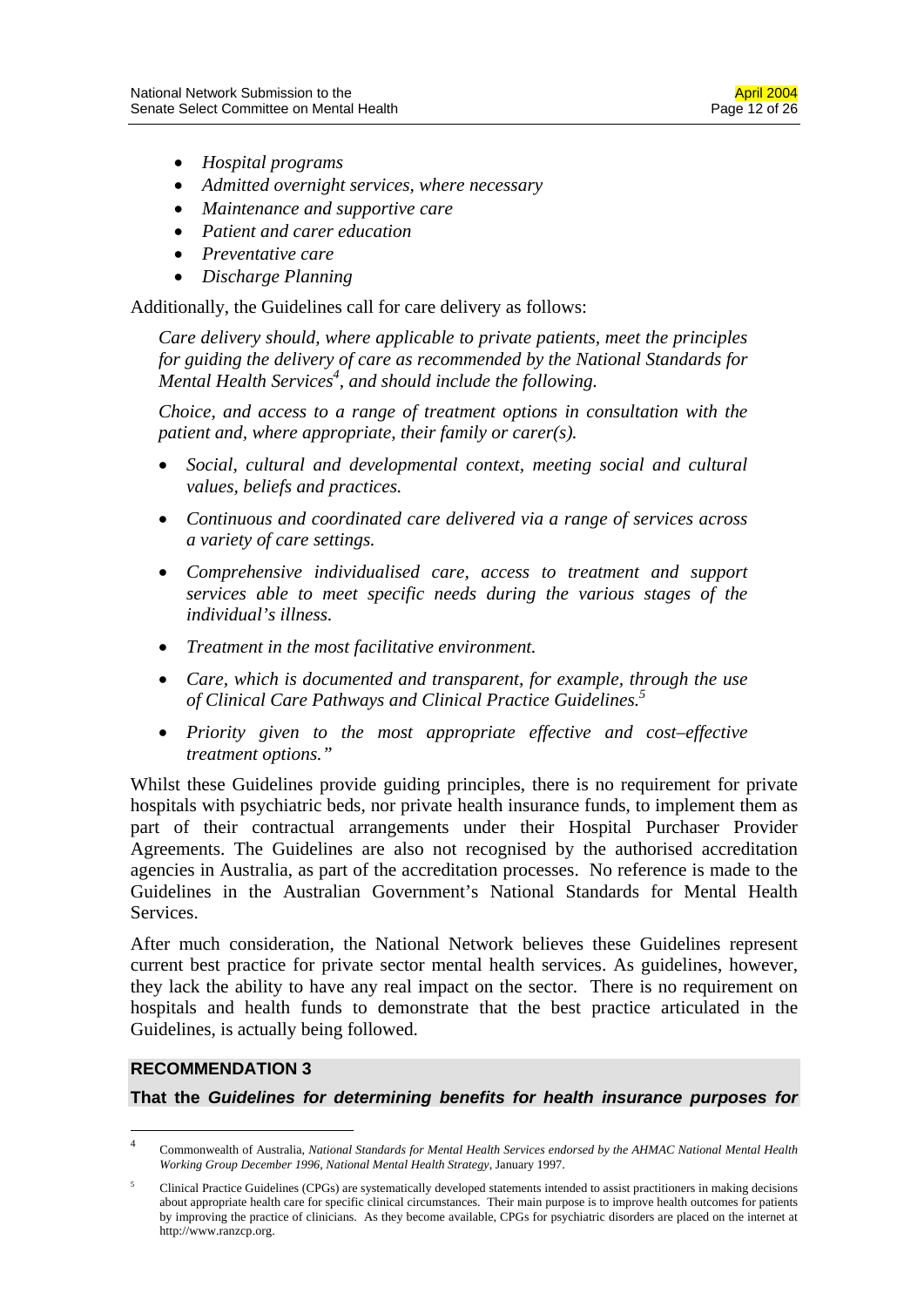- *Hospital programs*
- *Admitted overnight services, where necessary*
- *Maintenance and supportive care*
- *Patient and carer education*
- *Preventative care*
- *Discharge Planning*

Additionally, the Guidelines call for care delivery as follows:

> *Care delivery should, where applicable to private patients, meet the principles for guiding the delivery of care as recommended by the National Standards for Mental Health Services*[4]*, and should include the following.*
>
> *Choice, and access to a range of treatment options in consultation with the patient and, where appropriate, their family or carer(s).*
>
> - *Social, cultural and developmental context, meeting social and cultural values, beliefs and practices.*
> - *Continuous and coordinated care delivered via a range of services across a variety of care settings.*
> - *Comprehensive individualised care, access to treatment and support services able to meet specific needs during the various stages of the individual's illness.*
> - *Treatment in the most facilitative environment.*
> - *Care, which is documented and transparent, for example, through the use of Clinical Care Pathways and Clinical Practice Guidelines.*[5]
> - *Priority given to the most appropriate effective and cost–effective treatment options."*

Whilst these Guidelines provide guiding principles, there is no requirement for private hospitals with psychiatric beds, nor private health insurance funds, to implement them as part of their contractual arrangements under their Hospital Purchaser Provider Agreements. The Guidelines are also not recognised by the authorised accreditation agencies in Australia, as part of the accreditation processes. No reference is made to the Guidelines in the Australian Government's National Standards for Mental Health Services.

After much consideration, the National Network believes these Guidelines represent current best practice for private sector mental health services. As guidelines, however, they lack the ability to have any real impact on the sector. There is no requirement on hospitals and health funds to demonstrate that the best practice articulated in the Guidelines, is actually being followed.

**RECOMMENDATION 3**

**That the *Guidelines for determining benefits for health insurance purposes for***

---

[4] Commonwealth of Australia, *National Standards for Mental Health Services endorsed by the AHMAC National Mental Health Working Group December 1996, National Mental Health Strategy*, January 1997.

[5] Clinical Practice Guidelines (CPGs) are systematically developed statements intended to assist practitioners in making decisions about appropriate health care for specific clinical circumstances. Their main purpose is to improve health outcomes for patients by improving the practice of clinicians. As they become available, CPGs for psychiatric disorders are placed on the internet at http://www.ranzcp.org.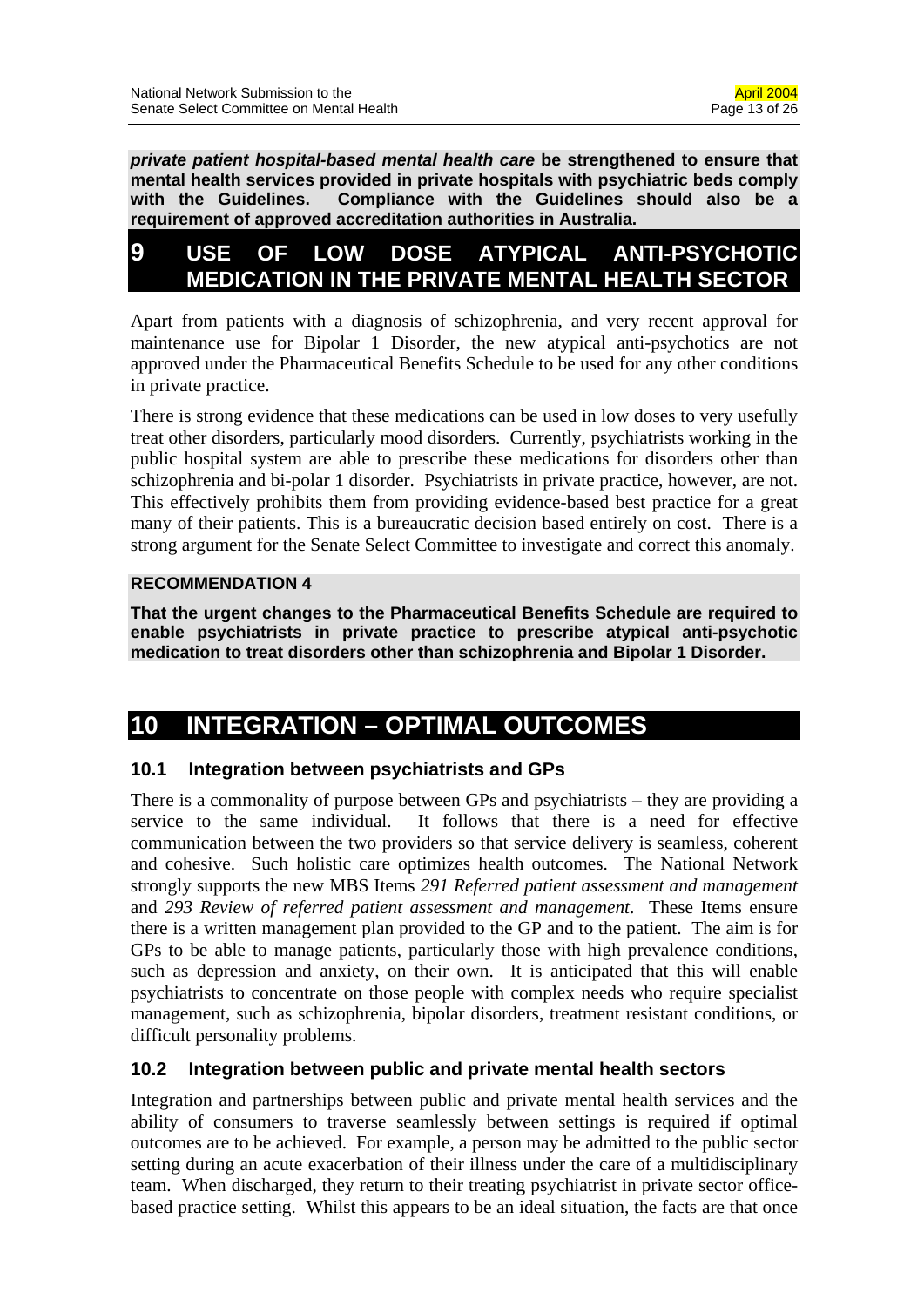***private patient hospital-based mental health care* be strengthened to ensure that mental health services provided in private hospitals with psychiatric beds comply with the Guidelines. Compliance with the Guidelines should also be a requirement of approved accreditation authorities in Australia.**

# 9 USE OF LOW DOSE ATYPICAL ANTI-PSYCHOTIC MEDICATION IN THE PRIVATE MENTAL HEALTH SECTOR

Apart from patients with a diagnosis of schizophrenia, and very recent approval for maintenance use for Bipolar 1 Disorder, the new atypical anti-psychotics are not approved under the Pharmaceutical Benefits Schedule to be used for any other conditions in private practice.

There is strong evidence that these medications can be used in low doses to very usefully treat other disorders, particularly mood disorders. Currently, psychiatrists working in the public hospital system are able to prescribe these medications for disorders other than schizophrenia and bi-polar 1 disorder. Psychiatrists in private practice, however, are not. This effectively prohibits them from providing evidence-based best practice for a great many of their patients. This is a bureaucratic decision based entirely on cost. There is a strong argument for the Senate Select Committee to investigate and correct this anomaly.

**RECOMMENDATION 4**

**That the urgent changes to the Pharmaceutical Benefits Schedule are required to enable psychiatrists in private practice to prescribe atypical anti-psychotic medication to treat disorders other than schizophrenia and Bipolar 1 Disorder.**

# 10 INTEGRATION – OPTIMAL OUTCOMES

## 10.1 Integration between psychiatrists and GPs

There is a commonality of purpose between GPs and psychiatrists – they are providing a service to the same individual. It follows that there is a need for effective communication between the two providers so that service delivery is seamless, coherent and cohesive. Such holistic care optimizes health outcomes. The National Network strongly supports the new MBS Items *291 Referred patient assessment and management* and *293 Review of referred patient assessment and management*. These Items ensure there is a written management plan provided to the GP and to the patient. The aim is for GPs to be able to manage patients, particularly those with high prevalence conditions, such as depression and anxiety, on their own. It is anticipated that this will enable psychiatrists to concentrate on those people with complex needs who require specialist management, such as schizophrenia, bipolar disorders, treatment resistant conditions, or difficult personality problems.

## 10.2 Integration between public and private mental health sectors

Integration and partnerships between public and private mental health services and the ability of consumers to traverse seamlessly between settings is required if optimal outcomes are to be achieved. For example, a person may be admitted to the public sector setting during an acute exacerbation of their illness under the care of a multidisciplinary team. When discharged, they return to their treating psychiatrist in private sector office-based practice setting. Whilst this appears to be an ideal situation, the facts are that once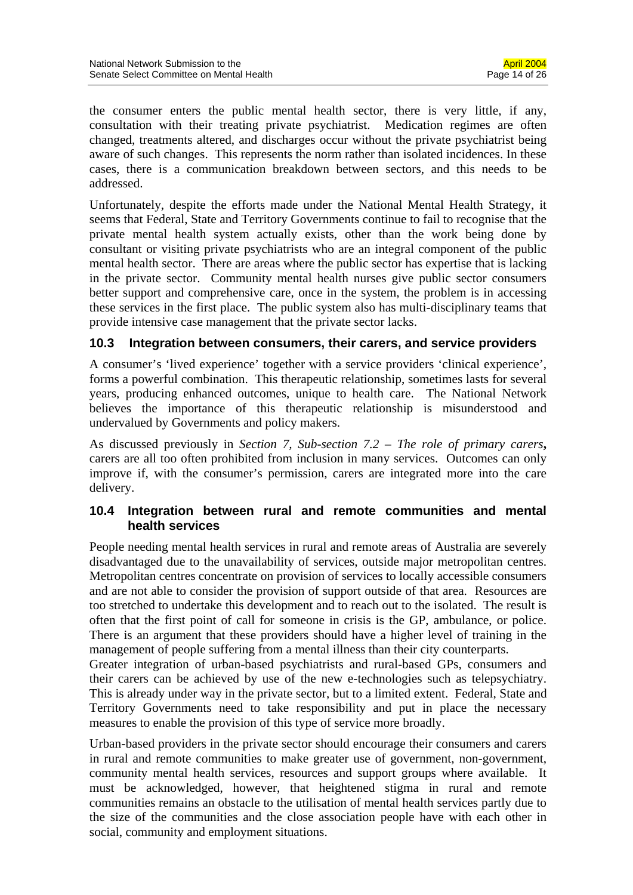the consumer enters the public mental health sector, there is very little, if any, consultation with their treating private psychiatrist. Medication regimes are often changed, treatments altered, and discharges occur without the private psychiatrist being aware of such changes. This represents the norm rather than isolated incidences. In these cases, there is a communication breakdown between sectors, and this needs to be addressed.

Unfortunately, despite the efforts made under the National Mental Health Strategy, it seems that Federal, State and Territory Governments continue to fail to recognise that the private mental health system actually exists, other than the work being done by consultant or visiting private psychiatrists who are an integral component of the public mental health sector. There are areas where the public sector has expertise that is lacking in the private sector. Community mental health nurses give public sector consumers better support and comprehensive care, once in the system, the problem is in accessing these services in the first place. The public system also has multi-disciplinary teams that provide intensive case management that the private sector lacks.

### 10.3 Integration between consumers, their carers, and service providers

A consumer's 'lived experience' together with a service providers 'clinical experience', forms a powerful combination. This therapeutic relationship, sometimes lasts for several years, producing enhanced outcomes, unique to health care. The National Network believes the importance of this therapeutic relationship is misunderstood and undervalued by Governments and policy makers.

As discussed previously in *Section 7, Sub-section 7.2 – The role of primary carers***,** carers are all too often prohibited from inclusion in many services. Outcomes can only improve if, with the consumer's permission, carers are integrated more into the care delivery.

### 10.4 Integration between rural and remote communities and mental health services

People needing mental health services in rural and remote areas of Australia are severely disadvantaged due to the unavailability of services, outside major metropolitan centres. Metropolitan centres concentrate on provision of services to locally accessible consumers and are not able to consider the provision of support outside of that area. Resources are too stretched to undertake this development and to reach out to the isolated. The result is often that the first point of call for someone in crisis is the GP, ambulance, or police. There is an argument that these providers should have a higher level of training in the management of people suffering from a mental illness than their city counterparts.
Greater integration of urban-based psychiatrists and rural-based GPs, consumers and their carers can be achieved by use of the new e-technologies such as telepsychiatry. This is already under way in the private sector, but to a limited extent. Federal, State and Territory Governments need to take responsibility and put in place the necessary measures to enable the provision of this type of service more broadly.

Urban-based providers in the private sector should encourage their consumers and carers in rural and remote communities to make greater use of government, non-government, community mental health services, resources and support groups where available. It must be acknowledged, however, that heightened stigma in rural and remote communities remains an obstacle to the utilisation of mental health services partly due to the size of the communities and the close association people have with each other in social, community and employment situations.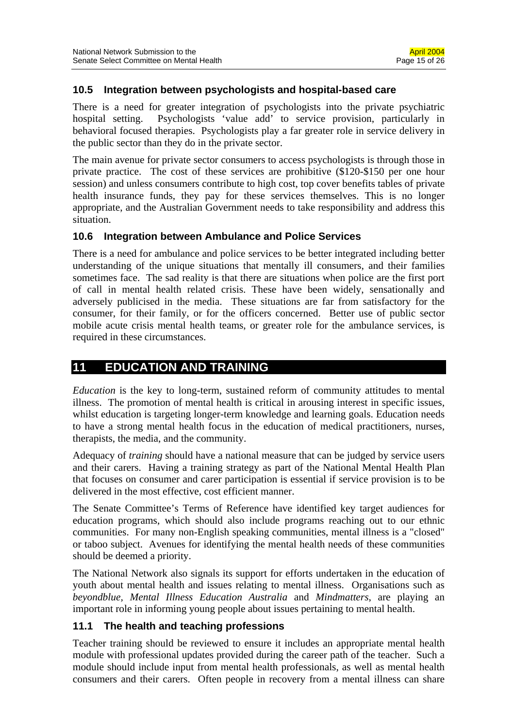### 10.5 Integration between psychologists and hospital-based care

There is a need for greater integration of psychologists into the private psychiatric hospital setting. Psychologists 'value add' to service provision, particularly in behavioral focused therapies. Psychologists play a far greater role in service delivery in the public sector than they do in the private sector.

The main avenue for private sector consumers to access psychologists is through those in private practice. The cost of these services are prohibitive ($120-$150 per one hour session) and unless consumers contribute to high cost, top cover benefits tables of private health insurance funds, they pay for these services themselves. This is no longer appropriate, and the Australian Government needs to take responsibility and address this situation.

### 10.6 Integration between Ambulance and Police Services

There is a need for ambulance and police services to be better integrated including better understanding of the unique situations that mentally ill consumers, and their families sometimes face. The sad reality is that there are situations when police are the first port of call in mental health related crisis. These have been widely, sensationally and adversely publicised in the media. These situations are far from satisfactory for the consumer, for their family, or for the officers concerned. Better use of public sector mobile acute crisis mental health teams, or greater role for the ambulance services, is required in these circumstances.

## 11 EDUCATION AND TRAINING

*Education* is the key to long-term, sustained reform of community attitudes to mental illness. The promotion of mental health is critical in arousing interest in specific issues, whilst education is targeting longer-term knowledge and learning goals. Education needs to have a strong mental health focus in the education of medical practitioners, nurses, therapists, the media, and the community.

Adequacy of *training* should have a national measure that can be judged by service users and their carers. Having a training strategy as part of the National Mental Health Plan that focuses on consumer and carer participation is essential if service provision is to be delivered in the most effective, cost efficient manner.

The Senate Committee's Terms of Reference have identified key target audiences for education programs, which should also include programs reaching out to our ethnic communities. For many non-English speaking communities, mental illness is a "closed" or taboo subject. Avenues for identifying the mental health needs of these communities should be deemed a priority.

The National Network also signals its support for efforts undertaken in the education of youth about mental health and issues relating to mental illness. Organisations such as *beyondblue*, *Mental Illness Education Australia* and *Mindmatters*, are playing an important role in informing young people about issues pertaining to mental health.

### 11.1 The health and teaching professions

Teacher training should be reviewed to ensure it includes an appropriate mental health module with professional updates provided during the career path of the teacher. Such a module should include input from mental health professionals, as well as mental health consumers and their carers. Often people in recovery from a mental illness can share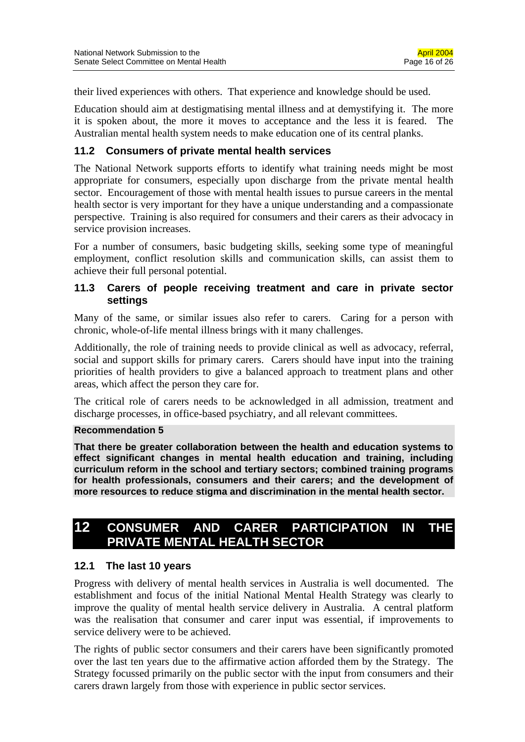their lived experiences with others. That experience and knowledge should be used.

Education should aim at destigmatising mental illness and at demystifying it. The more it is spoken about, the more it moves to acceptance and the less it is feared. The Australian mental health system needs to make education one of its central planks.

### 11.2 Consumers of private mental health services

The National Network supports efforts to identify what training needs might be most appropriate for consumers, especially upon discharge from the private mental health sector. Encouragement of those with mental health issues to pursue careers in the mental health sector is very important for they have a unique understanding and a compassionate perspective. Training is also required for consumers and their carers as their advocacy in service provision increases.

For a number of consumers, basic budgeting skills, seeking some type of meaningful employment, conflict resolution skills and communication skills, can assist them to achieve their full personal potential.

### 11.3 Carers of people receiving treatment and care in private sector settings

Many of the same, or similar issues also refer to carers. Caring for a person with chronic, whole-of-life mental illness brings with it many challenges.

Additionally, the role of training needs to provide clinical as well as advocacy, referral, social and support skills for primary carers. Carers should have input into the training priorities of health providers to give a balanced approach to treatment plans and other areas, which affect the person they care for.

The critical role of carers needs to be acknowledged in all admission, treatment and discharge processes, in office-based psychiatry, and all relevant committees.

**Recommendation 5**

**That there be greater collaboration between the health and education systems to effect significant changes in mental health education and training, including curriculum reform in the school and tertiary sectors; combined training programs for health professionals, consumers and their carers; and the development of more resources to reduce stigma and discrimination in the mental health sector.**

## 12 CONSUMER AND CARER PARTICIPATION IN THE PRIVATE MENTAL HEALTH SECTOR

### 12.1 The last 10 years

Progress with delivery of mental health services in Australia is well documented. The establishment and focus of the initial National Mental Health Strategy was clearly to improve the quality of mental health service delivery in Australia. A central platform was the realisation that consumer and carer input was essential, if improvements to service delivery were to be achieved.

The rights of public sector consumers and their carers have been significantly promoted over the last ten years due to the affirmative action afforded them by the Strategy. The Strategy focussed primarily on the public sector with the input from consumers and their carers drawn largely from those with experience in public sector services.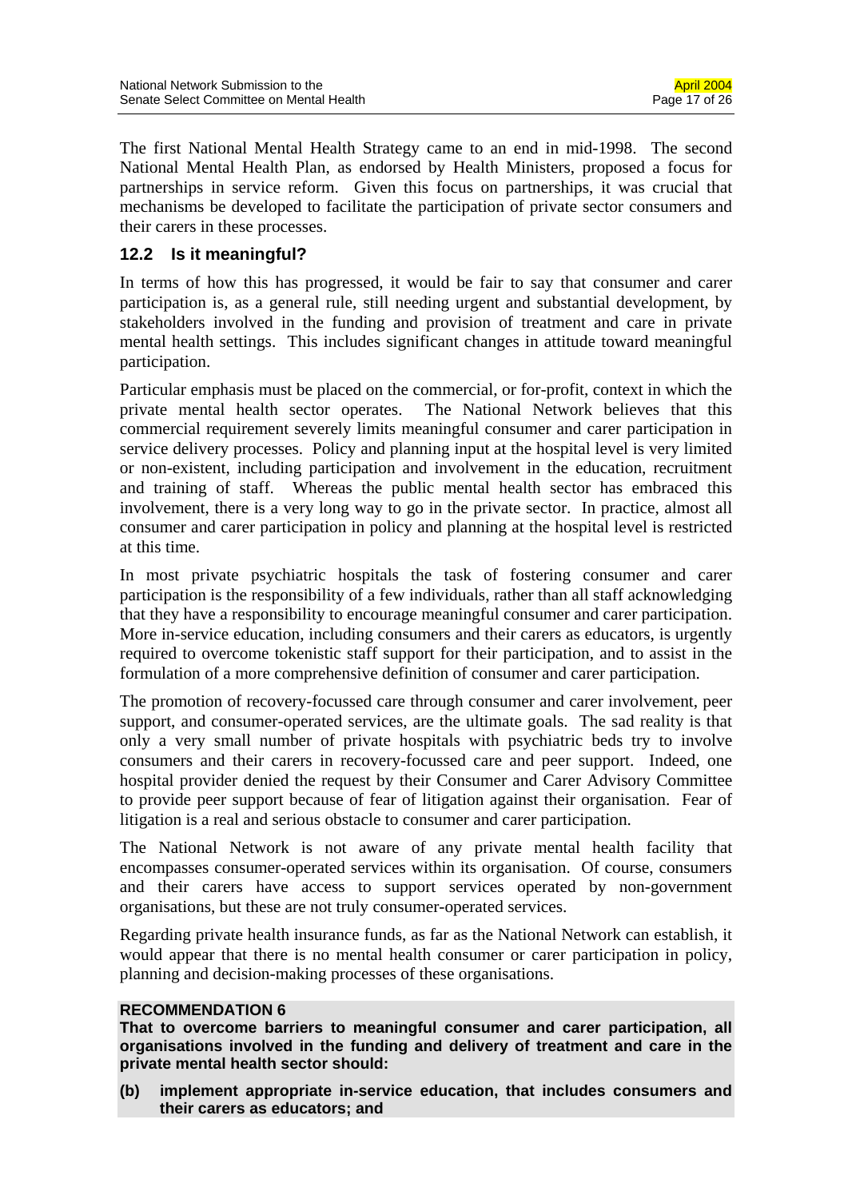The first National Mental Health Strategy came to an end in mid-1998. The second National Mental Health Plan, as endorsed by Health Ministers, proposed a focus for partnerships in service reform. Given this focus on partnerships, it was crucial that mechanisms be developed to facilitate the participation of private sector consumers and their carers in these processes.

## 12.2 Is it meaningful?

In terms of how this has progressed, it would be fair to say that consumer and carer participation is, as a general rule, still needing urgent and substantial development, by stakeholders involved in the funding and provision of treatment and care in private mental health settings. This includes significant changes in attitude toward meaningful participation.

Particular emphasis must be placed on the commercial, or for-profit, context in which the private mental health sector operates. The National Network believes that this commercial requirement severely limits meaningful consumer and carer participation in service delivery processes. Policy and planning input at the hospital level is very limited or non-existent, including participation and involvement in the education, recruitment and training of staff. Whereas the public mental health sector has embraced this involvement, there is a very long way to go in the private sector. In practice, almost all consumer and carer participation in policy and planning at the hospital level is restricted at this time.

In most private psychiatric hospitals the task of fostering consumer and carer participation is the responsibility of a few individuals, rather than all staff acknowledging that they have a responsibility to encourage meaningful consumer and carer participation. More in-service education, including consumers and their carers as educators, is urgently required to overcome tokenistic staff support for their participation, and to assist in the formulation of a more comprehensive definition of consumer and carer participation.

The promotion of recovery-focussed care through consumer and carer involvement, peer support, and consumer-operated services, are the ultimate goals. The sad reality is that only a very small number of private hospitals with psychiatric beds try to involve consumers and their carers in recovery-focussed care and peer support. Indeed, one hospital provider denied the request by their Consumer and Carer Advisory Committee to provide peer support because of fear of litigation against their organisation. Fear of litigation is a real and serious obstacle to consumer and carer participation.

The National Network is not aware of any private mental health facility that encompasses consumer-operated services within its organisation. Of course, consumers and their carers have access to support services operated by non-government organisations, but these are not truly consumer-operated services.

Regarding private health insurance funds, as far as the National Network can establish, it would appear that there is no mental health consumer or carer participation in policy, planning and decision-making processes of these organisations.

**RECOMMENDATION 6**
**That to overcome barriers to meaningful consumer and carer participation, all organisations involved in the funding and delivery of treatment and care in the private mental health sector should:**

**(b) implement appropriate in-service education, that includes consumers and their carers as educators; and**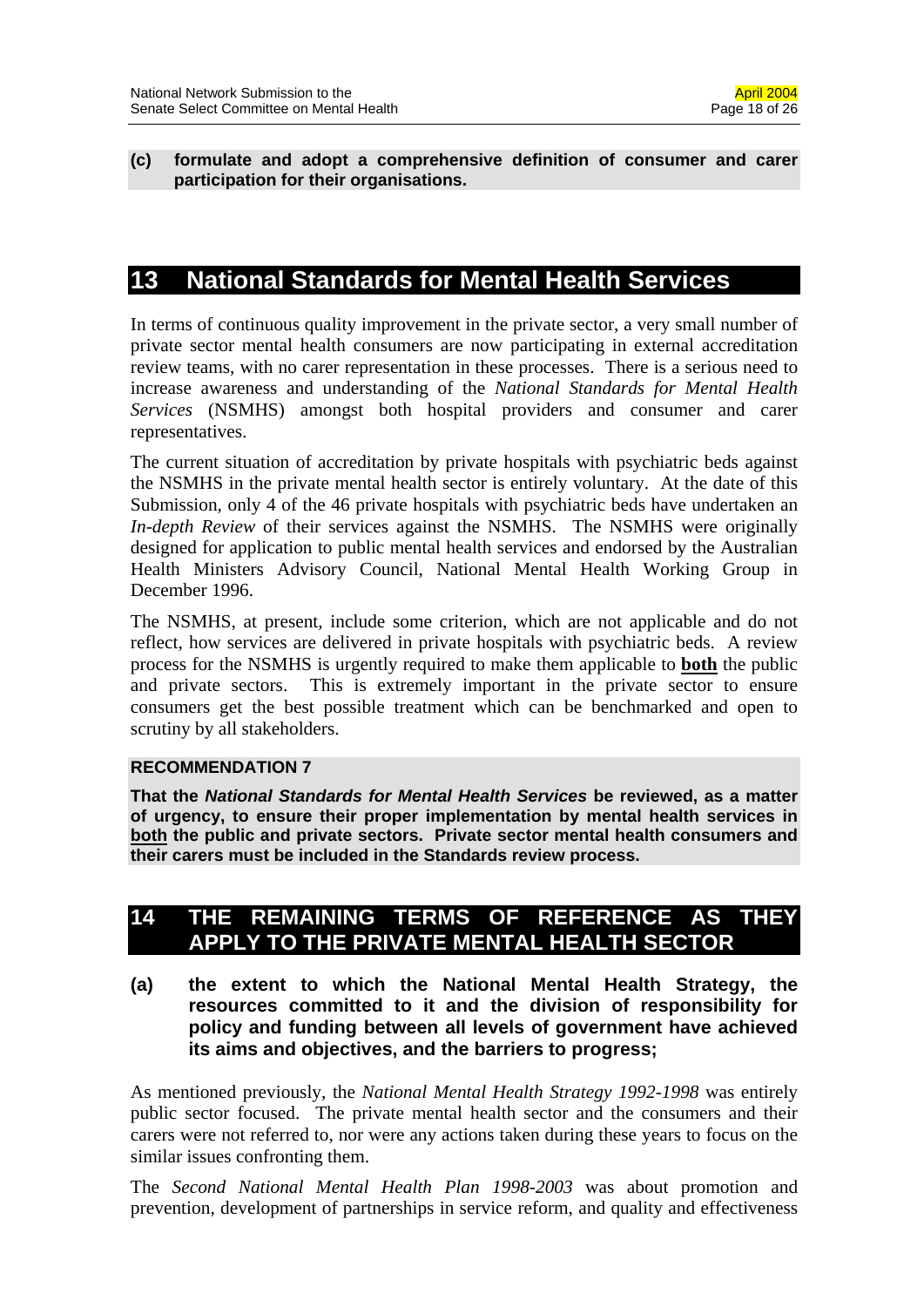**(c) formulate and adopt a comprehensive definition of consumer and carer participation for their organisations.**

# 13 National Standards for Mental Health Services

In terms of continuous quality improvement in the private sector, a very small number of private sector mental health consumers are now participating in external accreditation review teams, with no carer representation in these processes. There is a serious need to increase awareness and understanding of the *National Standards for Mental Health Services* (NSMHS) amongst both hospital providers and consumer and carer representatives.

The current situation of accreditation by private hospitals with psychiatric beds against the NSMHS in the private mental health sector is entirely voluntary. At the date of this Submission, only 4 of the 46 private hospitals with psychiatric beds have undertaken an *In-depth Review* of their services against the NSMHS. The NSMHS were originally designed for application to public mental health services and endorsed by the Australian Health Ministers Advisory Council, National Mental Health Working Group in December 1996.

The NSMHS, at present, include some criterion, which are not applicable and do not reflect, how services are delivered in private hospitals with psychiatric beds. A review process for the NSMHS is urgently required to make them applicable to **both** the public and private sectors. This is extremely important in the private sector to ensure consumers get the best possible treatment which can be benchmarked and open to scrutiny by all stakeholders.

**RECOMMENDATION 7**

**That the *National Standards for Mental Health Services* be reviewed, as a matter of urgency, to ensure their proper implementation by mental health services in both the public and private sectors. Private sector mental health consumers and their carers must be included in the Standards review process.**

# 14 THE REMAINING TERMS OF REFERENCE AS THEY APPLY TO THE PRIVATE MENTAL HEALTH SECTOR

**(a) the extent to which the National Mental Health Strategy, the resources committed to it and the division of responsibility for policy and funding between all levels of government have achieved its aims and objectives, and the barriers to progress;**

As mentioned previously, the *National Mental Health Strategy 1992-1998* was entirely public sector focused. The private mental health sector and the consumers and their carers were not referred to, nor were any actions taken during these years to focus on the similar issues confronting them.

The *Second National Mental Health Plan 1998-2003* was about promotion and prevention, development of partnerships in service reform, and quality and effectiveness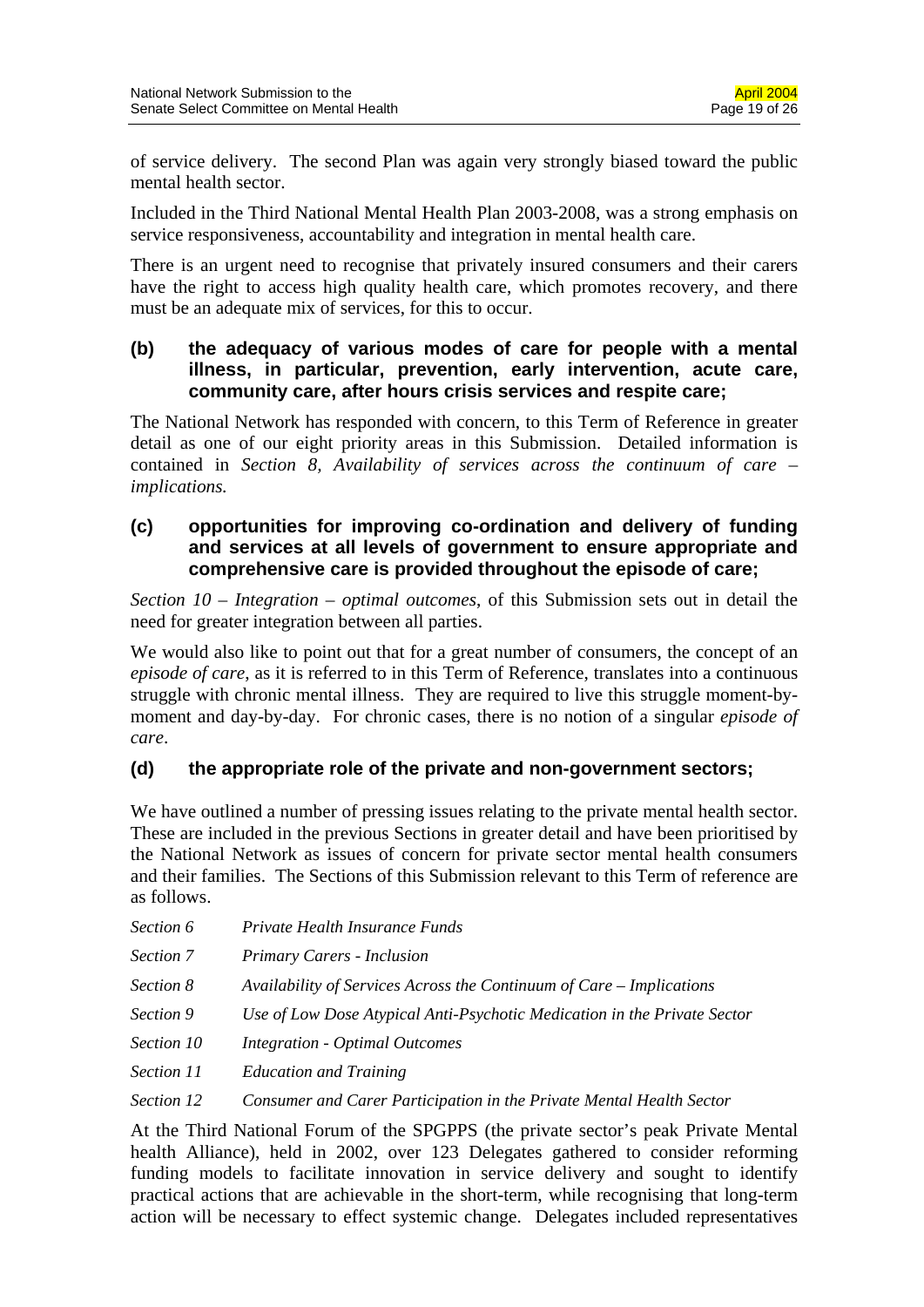of service delivery. The second Plan was again very strongly biased toward the public mental health sector.

Included in the Third National Mental Health Plan 2003-2008, was a strong emphasis on service responsiveness, accountability and integration in mental health care.

There is an urgent need to recognise that privately insured consumers and their carers have the right to access high quality health care, which promotes recovery, and there must be an adequate mix of services, for this to occur.

### (b) the adequacy of various modes of care for people with a mental illness, in particular, prevention, early intervention, acute care, community care, after hours crisis services and respite care;

The National Network has responded with concern, to this Term of Reference in greater detail as one of our eight priority areas in this Submission. Detailed information is contained in *Section 8, Availability of services across the continuum of care – implications.*

### (c) opportunities for improving co-ordination and delivery of funding and services at all levels of government to ensure appropriate and comprehensive care is provided throughout the episode of care;

*Section 10 – Integration – optimal outcomes*, of this Submission sets out in detail the need for greater integration between all parties.

We would also like to point out that for a great number of consumers, the concept of an *episode of care*, as it is referred to in this Term of Reference, translates into a continuous struggle with chronic mental illness. They are required to live this struggle moment-by-moment and day-by-day. For chronic cases, there is no notion of a singular *episode of care*.

### (d) the appropriate role of the private and non-government sectors;

We have outlined a number of pressing issues relating to the private mental health sector. These are included in the previous Sections in greater detail and have been prioritised by the National Network as issues of concern for private sector mental health consumers and their families. The Sections of this Submission relevant to this Term of reference are as follows.

*Section 6* *Private Health Insurance Funds*

*Section 7* *Primary Carers - Inclusion*

*Section 8* *Availability of Services Across the Continuum of Care – Implications*

*Section 9* *Use of Low Dose Atypical Anti-Psychotic Medication in the Private Sector*

*Section 10* *Integration - Optimal Outcomes*

*Section 11* *Education and Training*

*Section 12* *Consumer and Carer Participation in the Private Mental Health Sector*

At the Third National Forum of the SPGPPS (the private sector's peak Private Mental health Alliance), held in 2002, over 123 Delegates gathered to consider reforming funding models to facilitate innovation in service delivery and sought to identify practical actions that are achievable in the short-term, while recognising that long-term action will be necessary to effect systemic change. Delegates included representatives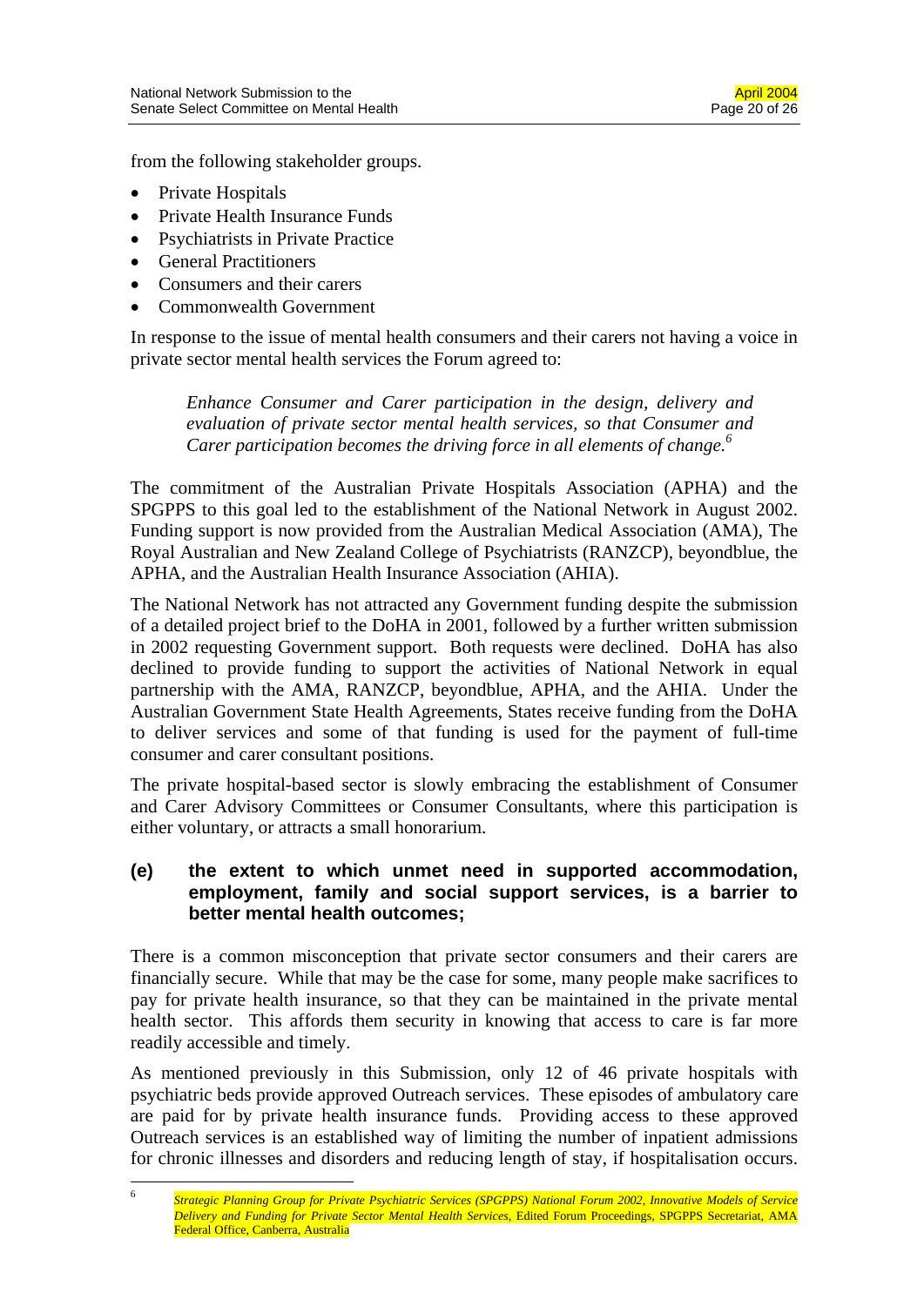from the following stakeholder groups.

- Private Hospitals
- Private Health Insurance Funds
- Psychiatrists in Private Practice
- General Practitioners
- Consumers and their carers
- Commonwealth Government

In response to the issue of mental health consumers and their carers not having a voice in private sector mental health services the Forum agreed to:

> *Enhance Consumer and Carer participation in the design, delivery and evaluation of private sector mental health services, so that Consumer and Carer participation becomes the driving force in all elements of change.*[6]

The commitment of the Australian Private Hospitals Association (APHA) and the SPGPPS to this goal led to the establishment of the National Network in August 2002. Funding support is now provided from the Australian Medical Association (AMA), The Royal Australian and New Zealand College of Psychiatrists (RANZCP), beyondblue, the APHA, and the Australian Health Insurance Association (AHIA).

The National Network has not attracted any Government funding despite the submission of a detailed project brief to the DoHA in 2001, followed by a further written submission in 2002 requesting Government support. Both requests were declined. DoHA has also declined to provide funding to support the activities of National Network in equal partnership with the AMA, RANZCP, beyondblue, APHA, and the AHIA. Under the Australian Government State Health Agreements, States receive funding from the DoHA to deliver services and some of that funding is used for the payment of full-time consumer and carer consultant positions.

The private hospital-based sector is slowly embracing the establishment of Consumer and Carer Advisory Committees or Consumer Consultants, where this participation is either voluntary, or attracts a small honorarium.

### (e) the extent to which unmet need in supported accommodation, employment, family and social support services, is a barrier to better mental health outcomes;

There is a common misconception that private sector consumers and their carers are financially secure. While that may be the case for some, many people make sacrifices to pay for private health insurance, so that they can be maintained in the private mental health sector. This affords them security in knowing that access to care is far more readily accessible and timely.

As mentioned previously in this Submission, only 12 of 46 private hospitals with psychiatric beds provide approved Outreach services. These episodes of ambulatory care are paid for by private health insurance funds. Providing access to these approved Outreach services is an established way of limiting the number of inpatient admissions for chronic illnesses and disorders and reducing length of stay, if hospitalisation occurs.

---

[6] *Strategic Planning Group for Private Psychiatric Services (SPGPPS) National Forum 2002, Innovative Models of Service Delivery and Funding for Private Sector Mental Health Services*, Edited Forum Proceedings, SPGPPS Secretariat, AMA Federal Office, Canberra, Australia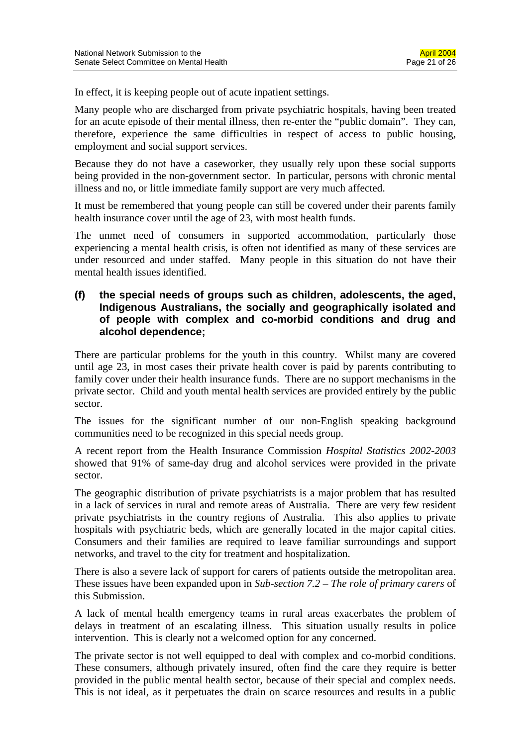In effect, it is keeping people out of acute inpatient settings.

Many people who are discharged from private psychiatric hospitals, having been treated for an acute episode of their mental illness, then re-enter the "public domain". They can, therefore, experience the same difficulties in respect of access to public housing, employment and social support services.

Because they do not have a caseworker, they usually rely upon these social supports being provided in the non-government sector. In particular, persons with chronic mental illness and no, or little immediate family support are very much affected.

It must be remembered that young people can still be covered under their parents family health insurance cover until the age of 23, with most health funds.

The unmet need of consumers in supported accommodation, particularly those experiencing a mental health crisis, is often not identified as many of these services are under resourced and under staffed. Many people in this situation do not have their mental health issues identified.

### (f) the special needs of groups such as children, adolescents, the aged, Indigenous Australians, the socially and geographically isolated and of people with complex and co-morbid conditions and drug and alcohol dependence;

There are particular problems for the youth in this country. Whilst many are covered until age 23, in most cases their private health cover is paid by parents contributing to family cover under their health insurance funds. There are no support mechanisms in the private sector. Child and youth mental health services are provided entirely by the public sector.

The issues for the significant number of our non-English speaking background communities need to be recognized in this special needs group.

A recent report from the Health Insurance Commission *Hospital Statistics 2002-2003* showed that 91% of same-day drug and alcohol services were provided in the private sector.

The geographic distribution of private psychiatrists is a major problem that has resulted in a lack of services in rural and remote areas of Australia. There are very few resident private psychiatrists in the country regions of Australia. This also applies to private hospitals with psychiatric beds, which are generally located in the major capital cities. Consumers and their families are required to leave familiar surroundings and support networks, and travel to the city for treatment and hospitalization.

There is also a severe lack of support for carers of patients outside the metropolitan area. These issues have been expanded upon in *Sub-section 7.2 – The role of primary carers* of this Submission.

A lack of mental health emergency teams in rural areas exacerbates the problem of delays in treatment of an escalating illness. This situation usually results in police intervention. This is clearly not a welcomed option for any concerned.

The private sector is not well equipped to deal with complex and co-morbid conditions. These consumers, although privately insured, often find the care they require is better provided in the public mental health sector, because of their special and complex needs. This is not ideal, as it perpetuates the drain on scarce resources and results in a public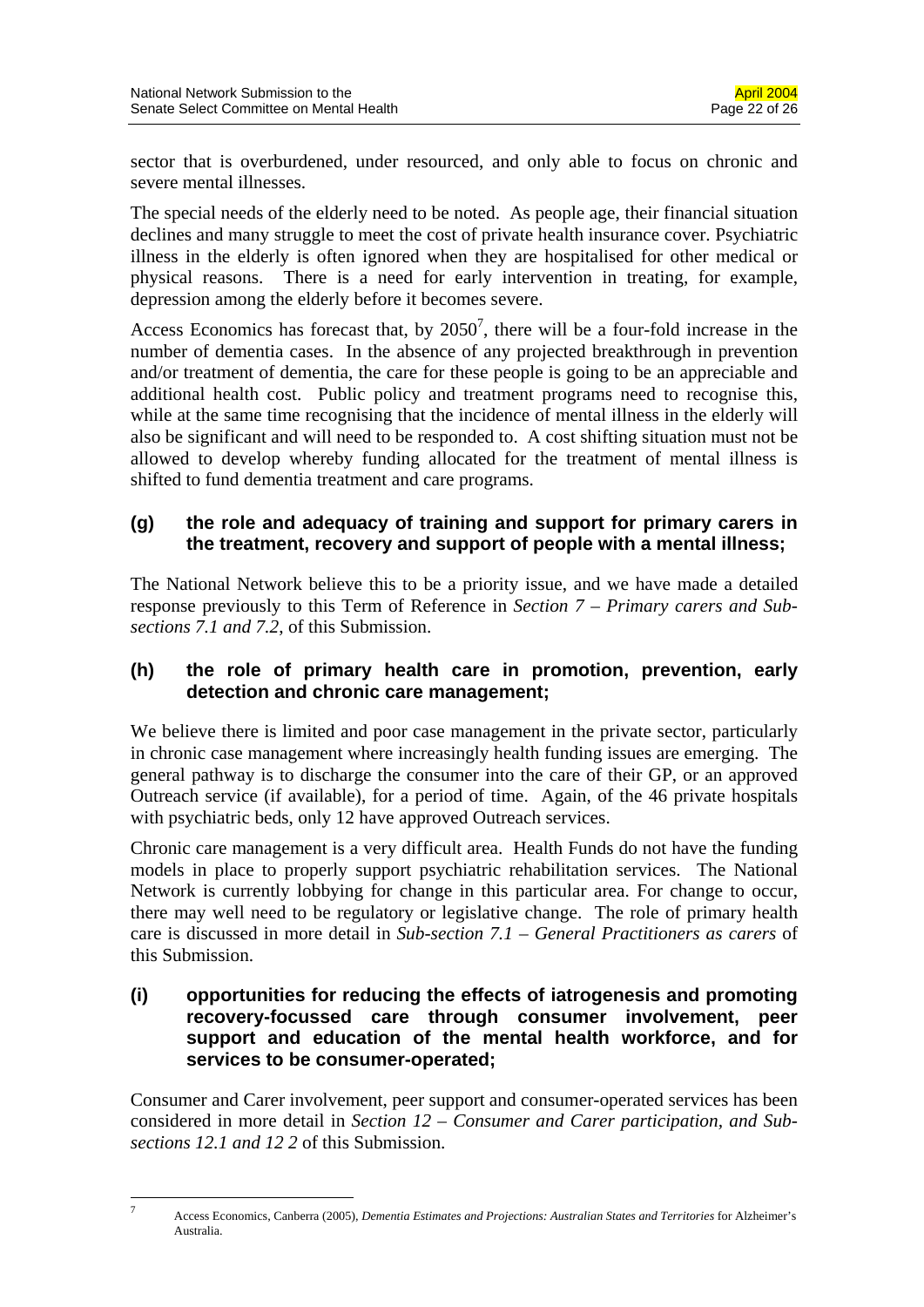sector that is overburdened, under resourced, and only able to focus on chronic and severe mental illnesses.

The special needs of the elderly need to be noted. As people age, their financial situation declines and many struggle to meet the cost of private health insurance cover. Psychiatric illness in the elderly is often ignored when they are hospitalised for other medical or physical reasons. There is a need for early intervention in treating, for example, depression among the elderly before it becomes severe.

Access Economics has forecast that, by 2050[7], there will be a four-fold increase in the number of dementia cases. In the absence of any projected breakthrough in prevention and/or treatment of dementia, the care for these people is going to be an appreciable and additional health cost. Public policy and treatment programs need to recognise this, while at the same time recognising that the incidence of mental illness in the elderly will also be significant and will need to be responded to. A cost shifting situation must not be allowed to develop whereby funding allocated for the treatment of mental illness is shifted to fund dementia treatment and care programs.

### (g) the role and adequacy of training and support for primary carers in the treatment, recovery and support of people with a mental illness;

The National Network believe this to be a priority issue, and we have made a detailed response previously to this Term of Reference in *Section 7 – Primary carers and Sub-sections 7.1 and 7.2*, of this Submission.

### (h) the role of primary health care in promotion, prevention, early detection and chronic care management;

We believe there is limited and poor case management in the private sector, particularly in chronic case management where increasingly health funding issues are emerging. The general pathway is to discharge the consumer into the care of their GP, or an approved Outreach service (if available), for a period of time. Again, of the 46 private hospitals with psychiatric beds, only 12 have approved Outreach services.

Chronic care management is a very difficult area. Health Funds do not have the funding models in place to properly support psychiatric rehabilitation services. The National Network is currently lobbying for change in this particular area. For change to occur, there may well need to be regulatory or legislative change. The role of primary health care is discussed in more detail in *Sub-section 7.1 – General Practitioners as carers* of this Submission.

### (i) opportunities for reducing the effects of iatrogenesis and promoting recovery-focussed care through consumer involvement, peer support and education of the mental health workforce, and for services to be consumer-operated;

Consumer and Carer involvement, peer support and consumer-operated services has been considered in more detail in *Section 12 – Consumer and Carer participation, and Sub-sections 12.1 and 12 2* of this Submission.

---

[7] Access Economics, Canberra (2005), *Dementia Estimates and Projections: Australian States and Territories* for Alzheimer's Australia.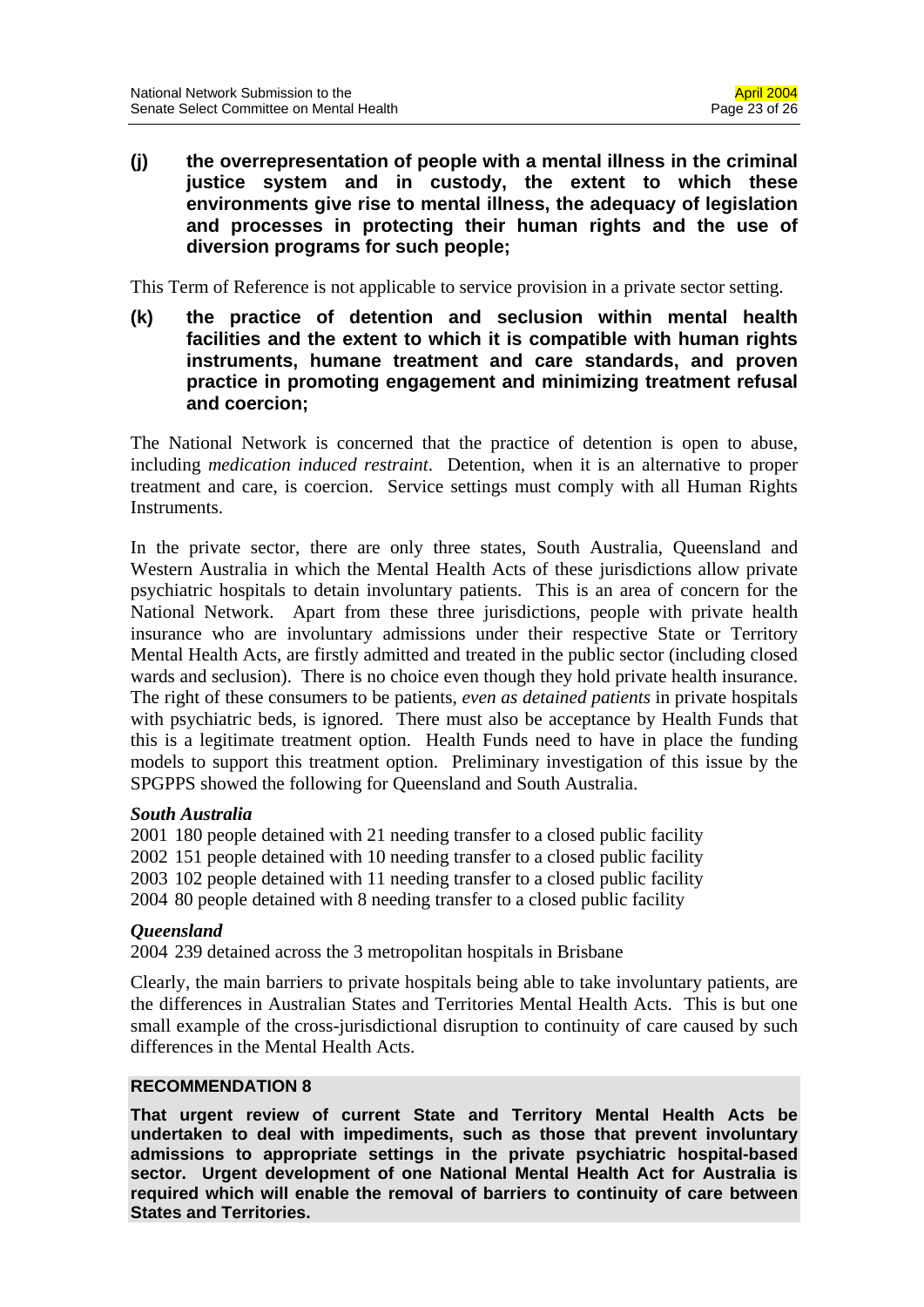**(j) the overrepresentation of people with a mental illness in the criminal justice system and in custody, the extent to which these environments give rise to mental illness, the adequacy of legislation and processes in protecting their human rights and the use of diversion programs for such people;**

This Term of Reference is not applicable to service provision in a private sector setting.

**(k) the practice of detention and seclusion within mental health facilities and the extent to which it is compatible with human rights instruments, humane treatment and care standards, and proven practice in promoting engagement and minimizing treatment refusal and coercion;**

The National Network is concerned that the practice of detention is open to abuse, including *medication induced restraint*. Detention, when it is an alternative to proper treatment and care, is coercion. Service settings must comply with all Human Rights Instruments.

In the private sector, there are only three states, South Australia, Queensland and Western Australia in which the Mental Health Acts of these jurisdictions allow private psychiatric hospitals to detain involuntary patients. This is an area of concern for the National Network. Apart from these three jurisdictions, people with private health insurance who are involuntary admissions under their respective State or Territory Mental Health Acts, are firstly admitted and treated in the public sector (including closed wards and seclusion). There is no choice even though they hold private health insurance. The right of these consumers to be patients, *even as detained patients* in private hospitals with psychiatric beds, is ignored. There must also be acceptance by Health Funds that this is a legitimate treatment option. Health Funds need to have in place the funding models to support this treatment option. Preliminary investigation of this issue by the SPGPPS showed the following for Queensland and South Australia.

***South Australia***

2001 180 people detained with 21 needing transfer to a closed public facility
2002 151 people detained with 10 needing transfer to a closed public facility
2003 102 people detained with 11 needing transfer to a closed public facility
2004 80 people detained with 8 needing transfer to a closed public facility

***Queensland***

2004 239 detained across the 3 metropolitan hospitals in Brisbane

Clearly, the main barriers to private hospitals being able to take involuntary patients, are the differences in Australian States and Territories Mental Health Acts. This is but one small example of the cross-jurisdictional disruption to continuity of care caused by such differences in the Mental Health Acts.

**RECOMMENDATION 8**

**That urgent review of current State and Territory Mental Health Acts be undertaken to deal with impediments, such as those that prevent involuntary admissions to appropriate settings in the private psychiatric hospital-based sector. Urgent development of one National Mental Health Act for Australia is required which will enable the removal of barriers to continuity of care between States and Territories.**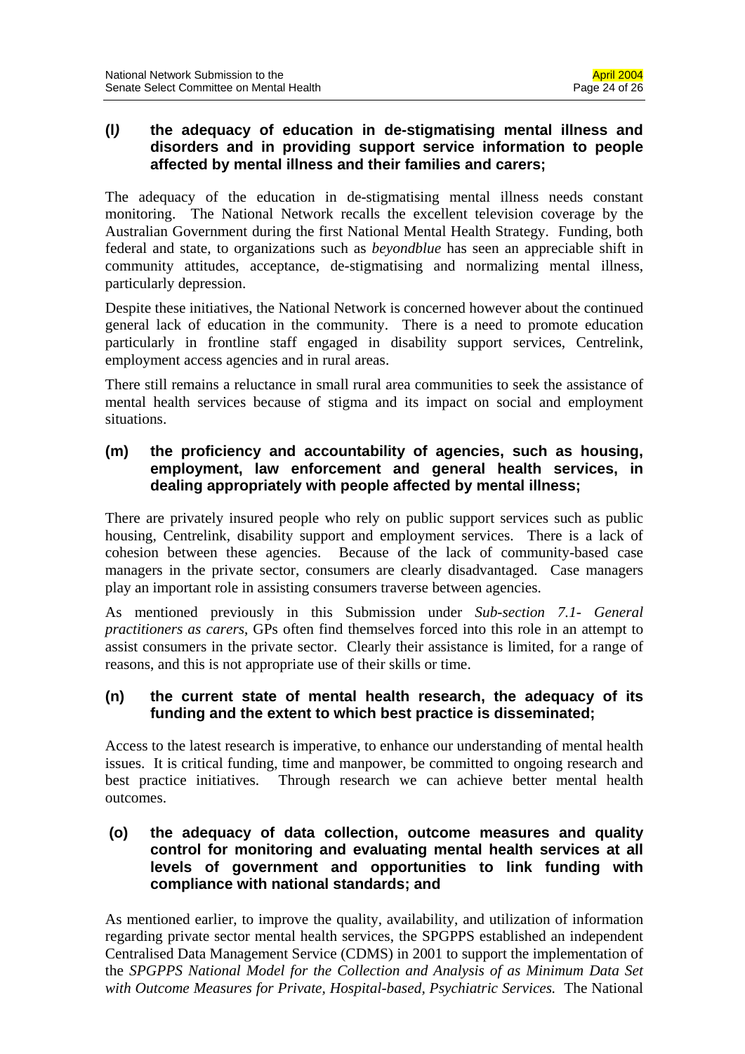**(l) the adequacy of education in de-stigmatising mental illness and disorders and in providing support service information to people affected by mental illness and their families and carers;**

The adequacy of the education in de-stigmatising mental illness needs constant monitoring. The National Network recalls the excellent television coverage by the Australian Government during the first National Mental Health Strategy. Funding, both federal and state, to organizations such as *beyondblue* has seen an appreciable shift in community attitudes, acceptance, de-stigmatising and normalizing mental illness, particularly depression.

Despite these initiatives, the National Network is concerned however about the continued general lack of education in the community. There is a need to promote education particularly in frontline staff engaged in disability support services, Centrelink, employment access agencies and in rural areas.

There still remains a reluctance in small rural area communities to seek the assistance of mental health services because of stigma and its impact on social and employment situations.

**(m) the proficiency and accountability of agencies, such as housing, employment, law enforcement and general health services, in dealing appropriately with people affected by mental illness;**

There are privately insured people who rely on public support services such as public housing, Centrelink, disability support and employment services. There is a lack of cohesion between these agencies. Because of the lack of community-based case managers in the private sector, consumers are clearly disadvantaged. Case managers play an important role in assisting consumers traverse between agencies.

As mentioned previously in this Submission under *Sub-section 7.1- General practitioners as carers*, GPs often find themselves forced into this role in an attempt to assist consumers in the private sector. Clearly their assistance is limited, for a range of reasons, and this is not appropriate use of their skills or time.

**(n) the current state of mental health research, the adequacy of its funding and the extent to which best practice is disseminated;**

Access to the latest research is imperative, to enhance our understanding of mental health issues. It is critical funding, time and manpower, be committed to ongoing research and best practice initiatives. Through research we can achieve better mental health outcomes.

**(o) the adequacy of data collection, outcome measures and quality control for monitoring and evaluating mental health services at all levels of government and opportunities to link funding with compliance with national standards; and**

As mentioned earlier, to improve the quality, availability, and utilization of information regarding private sector mental health services, the SPGPPS established an independent Centralised Data Management Service (CDMS) in 2001 to support the implementation of the *SPGPPS National Model for the Collection and Analysis of as Minimum Data Set with Outcome Measures for Private, Hospital-based, Psychiatric Services.* The National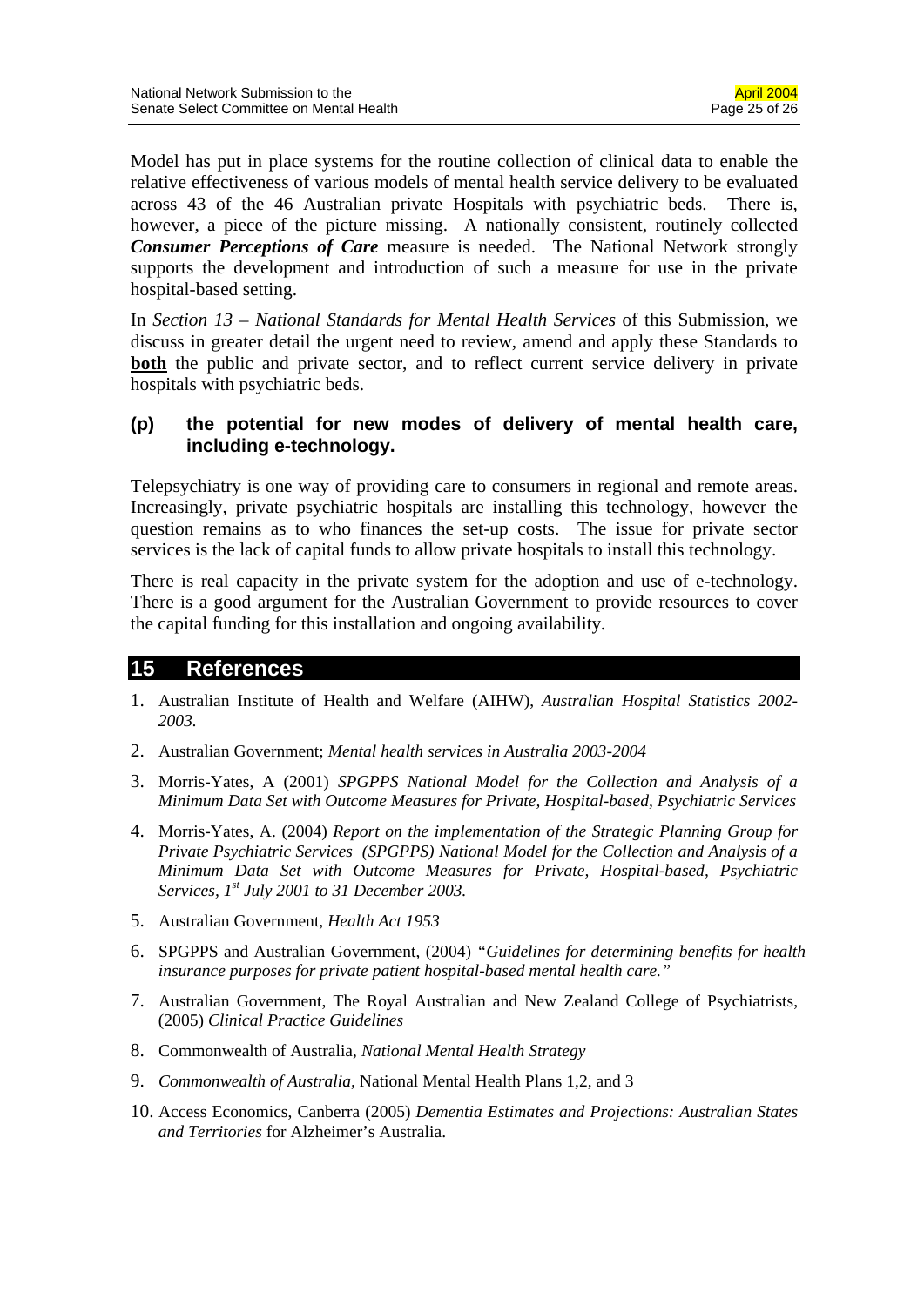Model has put in place systems for the routine collection of clinical data to enable the relative effectiveness of various models of mental health service delivery to be evaluated across 43 of the 46 Australian private Hospitals with psychiatric beds. There is, however, a piece of the picture missing. A nationally consistent, routinely collected ***Consumer Perceptions of Care*** measure is needed. The National Network strongly supports the development and introduction of such a measure for use in the private hospital-based setting.

In *Section 13 – National Standards for Mental Health Services* of this Submission, we discuss in greater detail the urgent need to review, amend and apply these Standards to **both** the public and private sector, and to reflect current service delivery in private hospitals with psychiatric beds.

### (p) the potential for new modes of delivery of mental health care, including e-technology.

Telepsychiatry is one way of providing care to consumers in regional and remote areas. Increasingly, private psychiatric hospitals are installing this technology, however the question remains as to who finances the set-up costs. The issue for private sector services is the lack of capital funds to allow private hospitals to install this technology.

There is real capacity in the private system for the adoption and use of e-technology. There is a good argument for the Australian Government to provide resources to cover the capital funding for this installation and ongoing availability.

## 15 References

1. Australian Institute of Health and Welfare (AIHW), *Australian Hospital Statistics 2002-2003.*
2. Australian Government; *Mental health services in Australia 2003-2004*
3. Morris-Yates, A (2001) *SPGPPS National Model for the Collection and Analysis of a Minimum Data Set with Outcome Measures for Private, Hospital-based, Psychiatric Services*
4. Morris-Yates, A. (2004) *Report on the implementation of the Strategic Planning Group for Private Psychiatric Services (SPGPPS) National Model for the Collection and Analysis of a Minimum Data Set with Outcome Measures for Private, Hospital-based, Psychiatric Services, 1st July 2001 to 31 December 2003.*
5. Australian Government, *Health Act 1953*
6. SPGPPS and Australian Government, (2004) *"Guidelines for determining benefits for health insurance purposes for private patient hospital-based mental health care."*
7. Australian Government, The Royal Australian and New Zealand College of Psychiatrists, (2005) *Clinical Practice Guidelines*
8. Commonwealth of Australia, *National Mental Health Strategy*
9. *Commonwealth of Australia,* National Mental Health Plans 1,2, and 3
10. Access Economics, Canberra (2005) *Dementia Estimates and Projections: Australian States and Territories* for Alzheimer's Australia.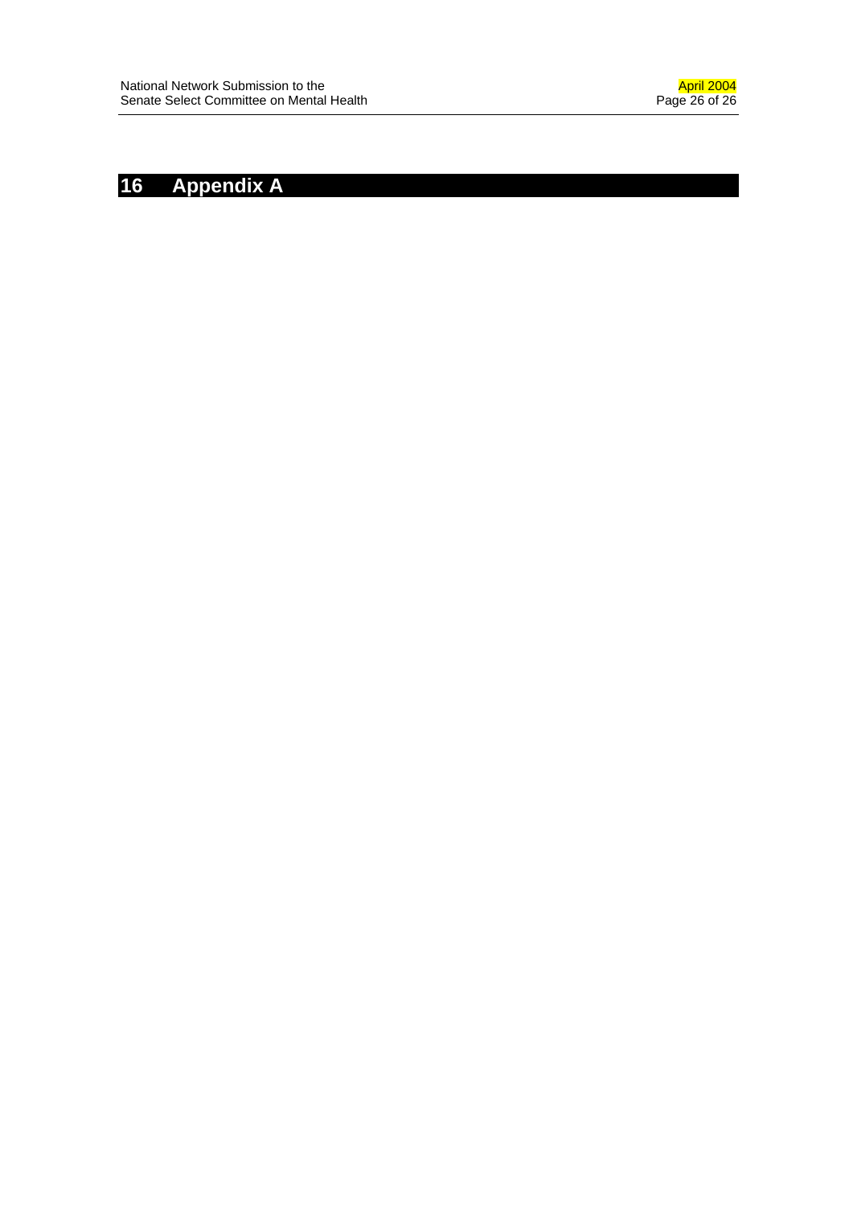# 16 Appendix A